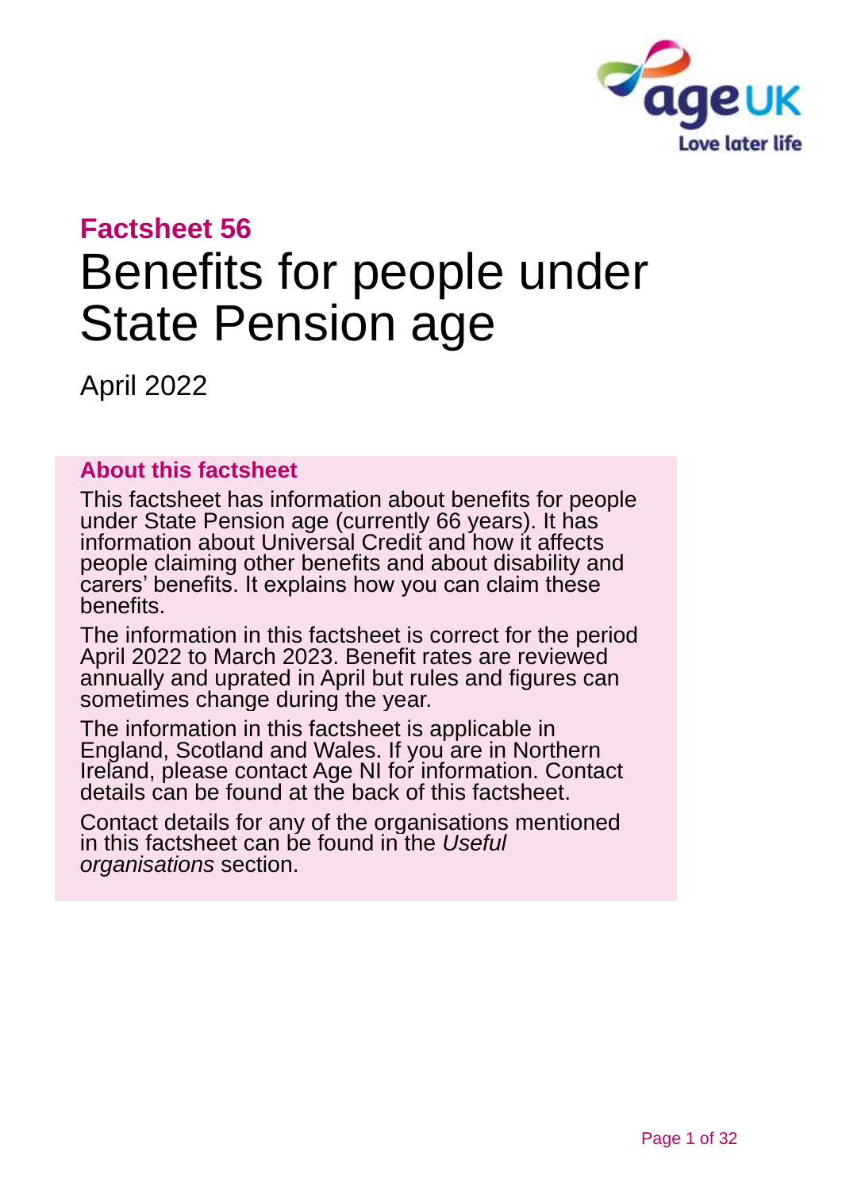## Factsheet 56

# Benefits for people under State Pension age

April 2022

### About this factsheet

This factsheet has information about benefits for people under State Pension age (currently 66 years). It has information about Universal Credit and how it affects people claiming other benefits and about disability and carers' benefits. It explains how you can claim these benefits.

The information in this factsheet is correct for the period April 2022 to March 2023. Benefit rates are reviewed annually and uprated in April but rules and figures can sometimes change during the year.

The information in this factsheet is applicable in England, Scotland and Wales. If you are in Northern Ireland, please contact Age NI for information. Contact details can be found at the back of this factsheet.

Contact details for any of the organisations mentioned in this factsheet can be found in the *Useful organisations* section.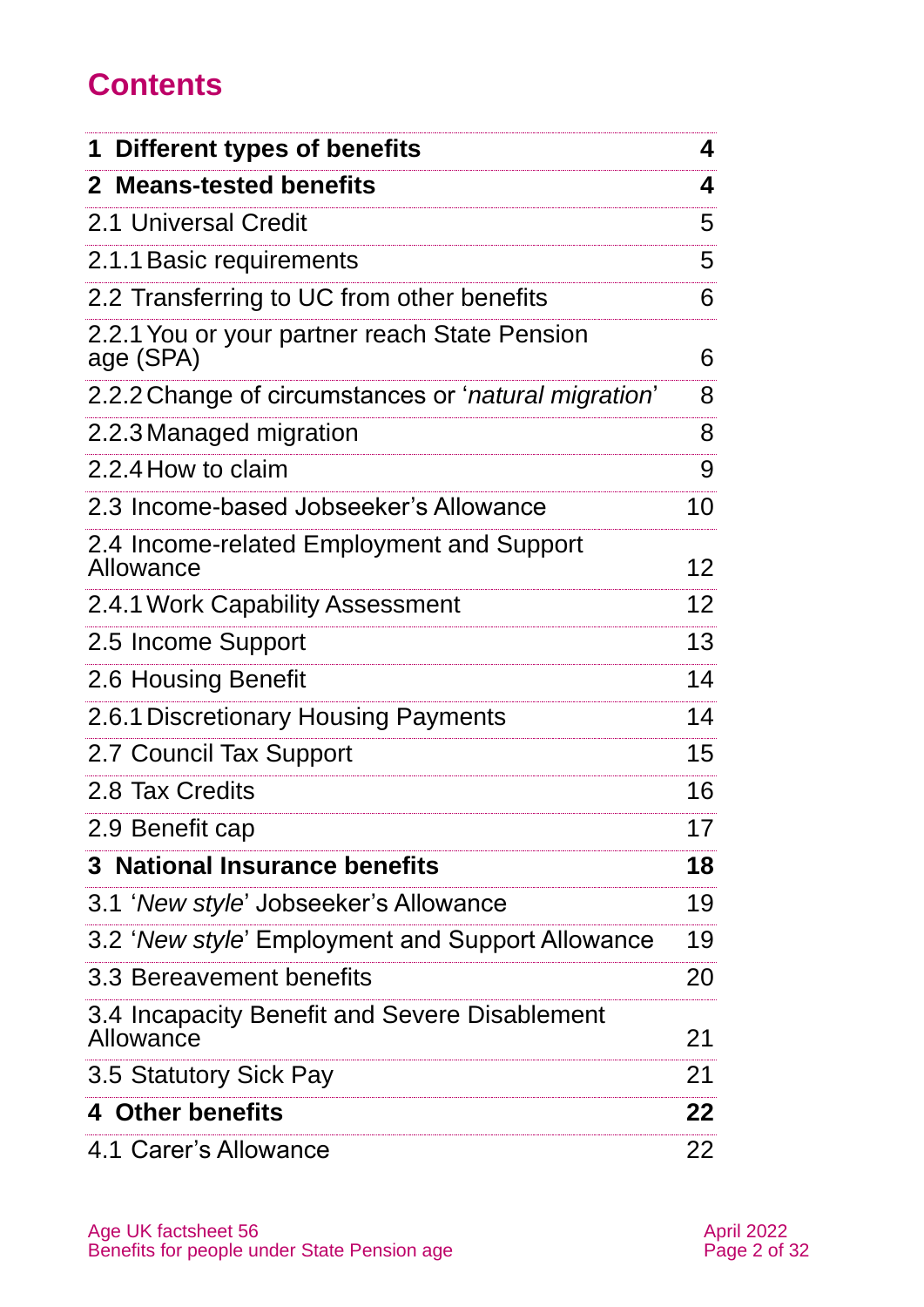# Contents

| | |
|---|---|
| **1 Different types of benefits** | **4** |
| **2 Means-tested benefits** | **4** |
| 2.1 Universal Credit | 5 |
| 2.1.1 Basic requirements | 5 |
| 2.2 Transferring to UC from other benefits | 6 |
| 2.2.1 You or your partner reach State Pension age (SPA) | 6 |
| 2.2.2 Change of circumstances or '*natural migration*' | 8 |
| 2.2.3 Managed migration | 8 |
| 2.2.4 How to claim | 9 |
| 2.3 Income-based Jobseeker's Allowance | 10 |
| 2.4 Income-related Employment and Support Allowance | 12 |
| 2.4.1 Work Capability Assessment | 12 |
| 2.5 Income Support | 13 |
| 2.6 Housing Benefit | 14 |
| 2.6.1 Discretionary Housing Payments | 14 |
| 2.7 Council Tax Support | 15 |
| 2.8 Tax Credits | 16 |
| 2.9 Benefit cap | 17 |
| **3 National Insurance benefits** | **18** |
| 3.1 '*New style*' Jobseeker's Allowance | 19 |
| 3.2 '*New style*' Employment and Support Allowance | 19 |
| 3.3 Bereavement benefits | 20 |
| 3.4 Incapacity Benefit and Severe Disablement Allowance | 21 |
| 3.5 Statutory Sick Pay | 21 |
| **4 Other benefits** | **22** |
| 4.1 Carer's Allowance | 22 |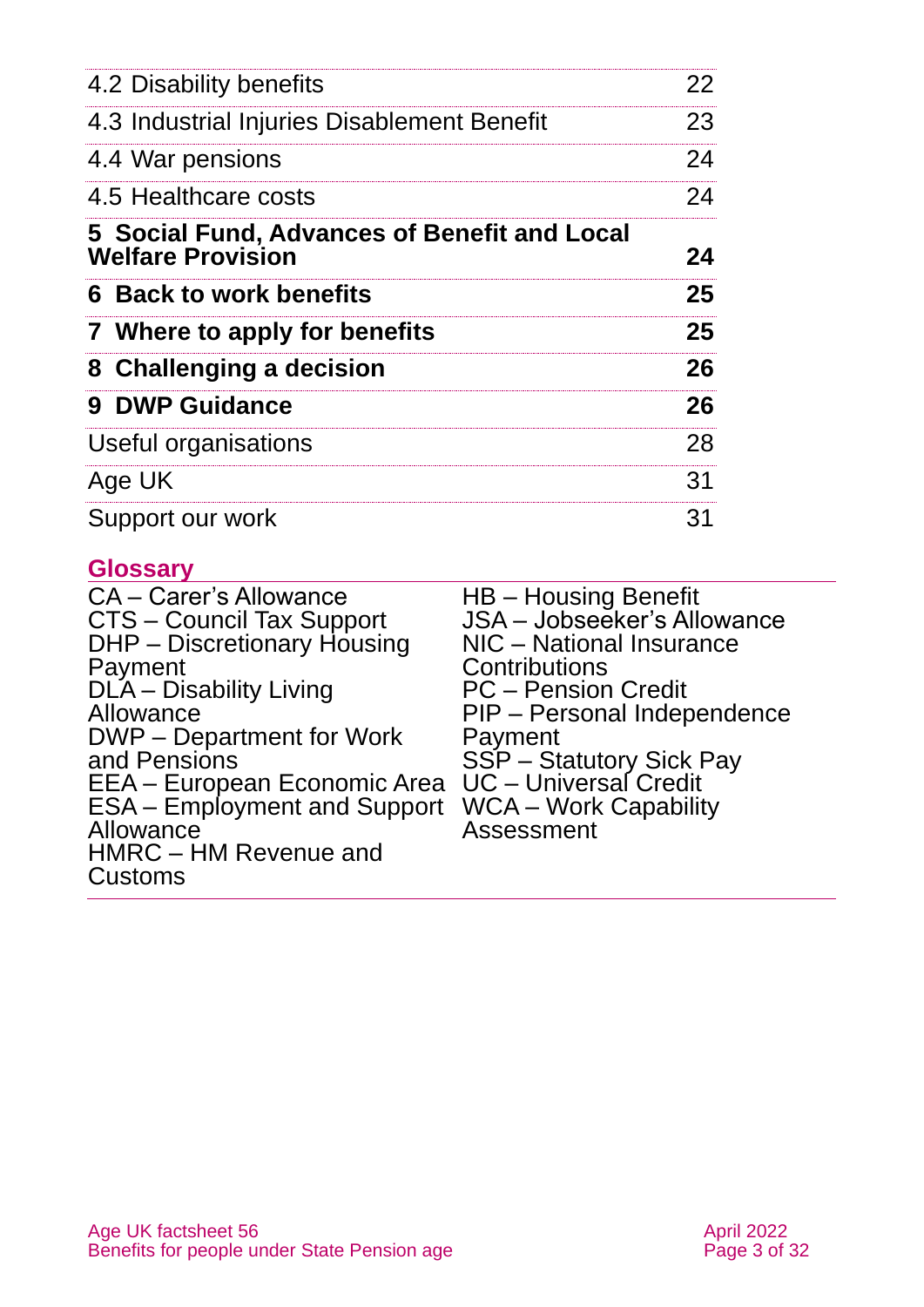| | |
|---|---|
| 4.2 Disability benefits | 22 |
| 4.3 Industrial Injuries Disablement Benefit | 23 |
| 4.4 War pensions | 24 |
| 4.5 Healthcare costs | 24 |
| **5 Social Fund, Advances of Benefit and Local Welfare Provision** | **24** |
| **6 Back to work benefits** | **25** |
| **7 Where to apply for benefits** | **25** |
| **8 Challenging a decision** | **26** |
| **9 DWP Guidance** | **26** |
| Useful organisations | 28 |
| Age UK | 31 |
| Support our work | 31 |

## Glossary

CA – Carer's Allowance
CTS – Council Tax Support
DHP – Discretionary Housing Payment
DLA – Disability Living Allowance
DWP – Department for Work and Pensions
EEA – European Economic Area
ESA – Employment and Support Allowance
HMRC – HM Revenue and Customs
HB – Housing Benefit
JSA – Jobseeker's Allowance
NIC – National Insurance Contributions
PC – Pension Credit
PIP – Personal Independence Payment
SSP – Statutory Sick Pay
UC – Universal Credit
WCA – Work Capability Assessment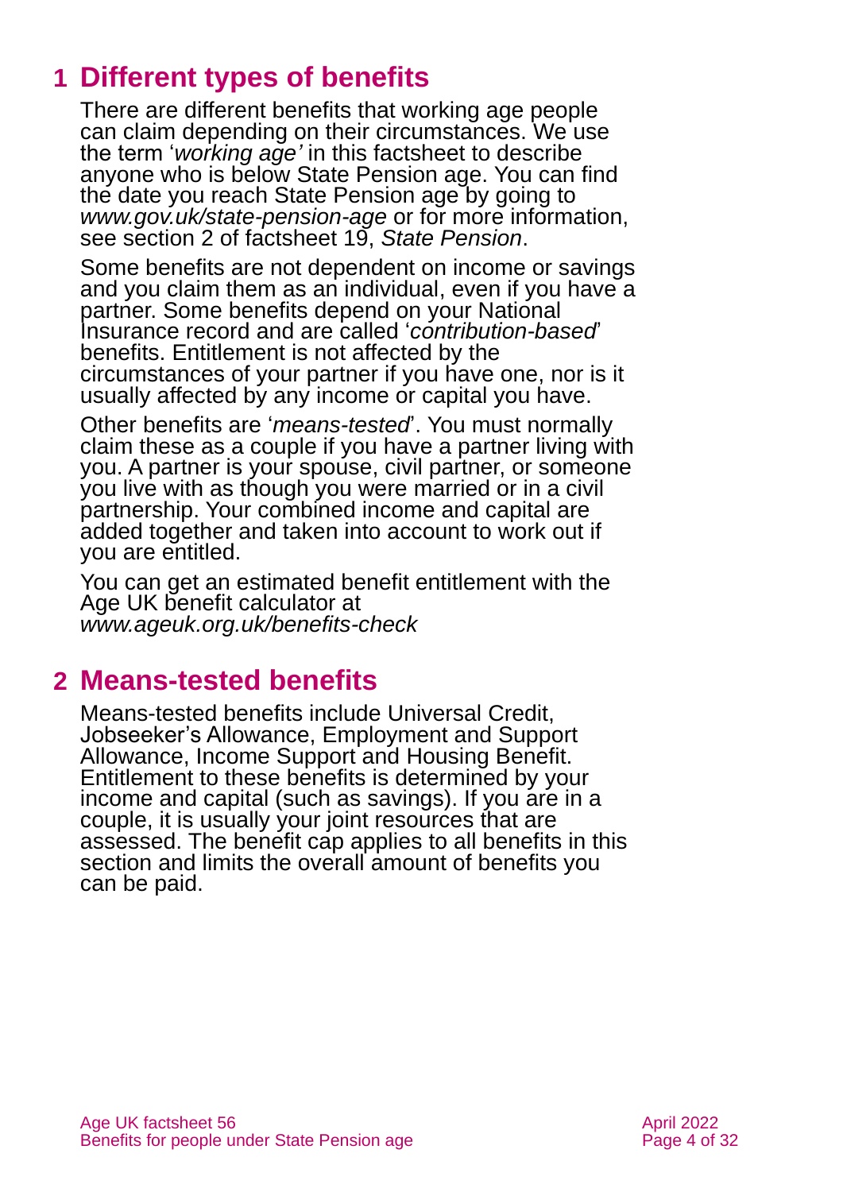# 1 Different types of benefits

There are different benefits that working age people can claim depending on their circumstances. We use the term '*working age'* in this factsheet to describe anyone who is below State Pension age. You can find the date you reach State Pension age by going to *www.gov.uk/state-pension-age* or for more information, see section 2 of factsheet 19, *State Pension*.

Some benefits are not dependent on income or savings and you claim them as an individual, even if you have a partner. Some benefits depend on your National Insurance record and are called '*contribution-based*' benefits. Entitlement is not affected by the circumstances of your partner if you have one, nor is it usually affected by any income or capital you have.

Other benefits are '*means-tested*'. You must normally claim these as a couple if you have a partner living with you. A partner is your spouse, civil partner, or someone you live with as though you were married or in a civil partnership. Your combined income and capital are added together and taken into account to work out if you are entitled.

You can get an estimated benefit entitlement with the Age UK benefit calculator at *www.ageuk.org.uk/benefits-check*

# 2 Means-tested benefits

Means-tested benefits include Universal Credit, Jobseeker's Allowance, Employment and Support Allowance, Income Support and Housing Benefit. Entitlement to these benefits is determined by your income and capital (such as savings). If you are in a couple, it is usually your joint resources that are assessed. The benefit cap applies to all benefits in this section and limits the overall amount of benefits you can be paid.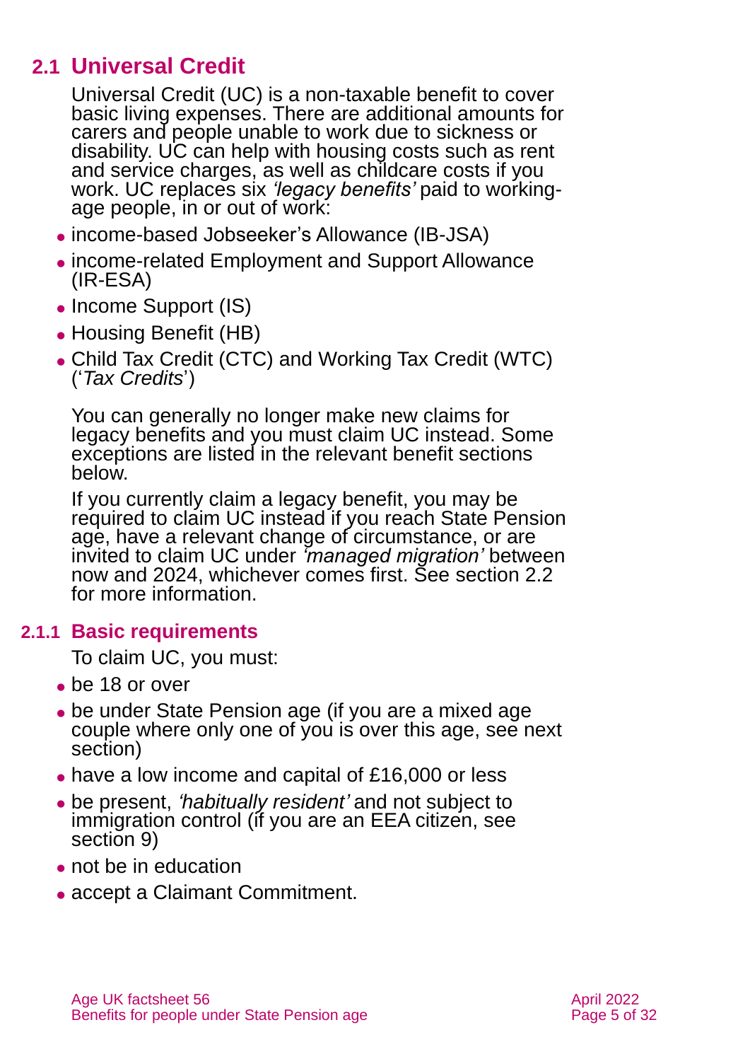## 2.1 Universal Credit

Universal Credit (UC) is a non-taxable benefit to cover basic living expenses. There are additional amounts for carers and people unable to work due to sickness or disability. UC can help with housing costs such as rent and service charges, as well as childcare costs if you work. UC replaces six *'legacy benefits'* paid to working-age people, in or out of work:

- income-based Jobseeker's Allowance (IB-JSA)
- income-related Employment and Support Allowance (IR-ESA)
- Income Support (IS)
- Housing Benefit (HB)
- Child Tax Credit (CTC) and Working Tax Credit (WTC) ('*Tax Credits*')

You can generally no longer make new claims for legacy benefits and you must claim UC instead. Some exceptions are listed in the relevant benefit sections below.

If you currently claim a legacy benefit, you may be required to claim UC instead if you reach State Pension age, have a relevant change of circumstance, or are invited to claim UC under *'managed migration'* between now and 2024, whichever comes first. See section 2.2 for more information.

### 2.1.1 Basic requirements

To claim UC, you must:

- be 18 or over
- be under State Pension age (if you are a mixed age couple where only one of you is over this age, see next section)
- have a low income and capital of £16,000 or less
- be present, *'habitually resident'* and not subject to immigration control (if you are an EEA citizen, see section 9)
- not be in education
- accept a Claimant Commitment.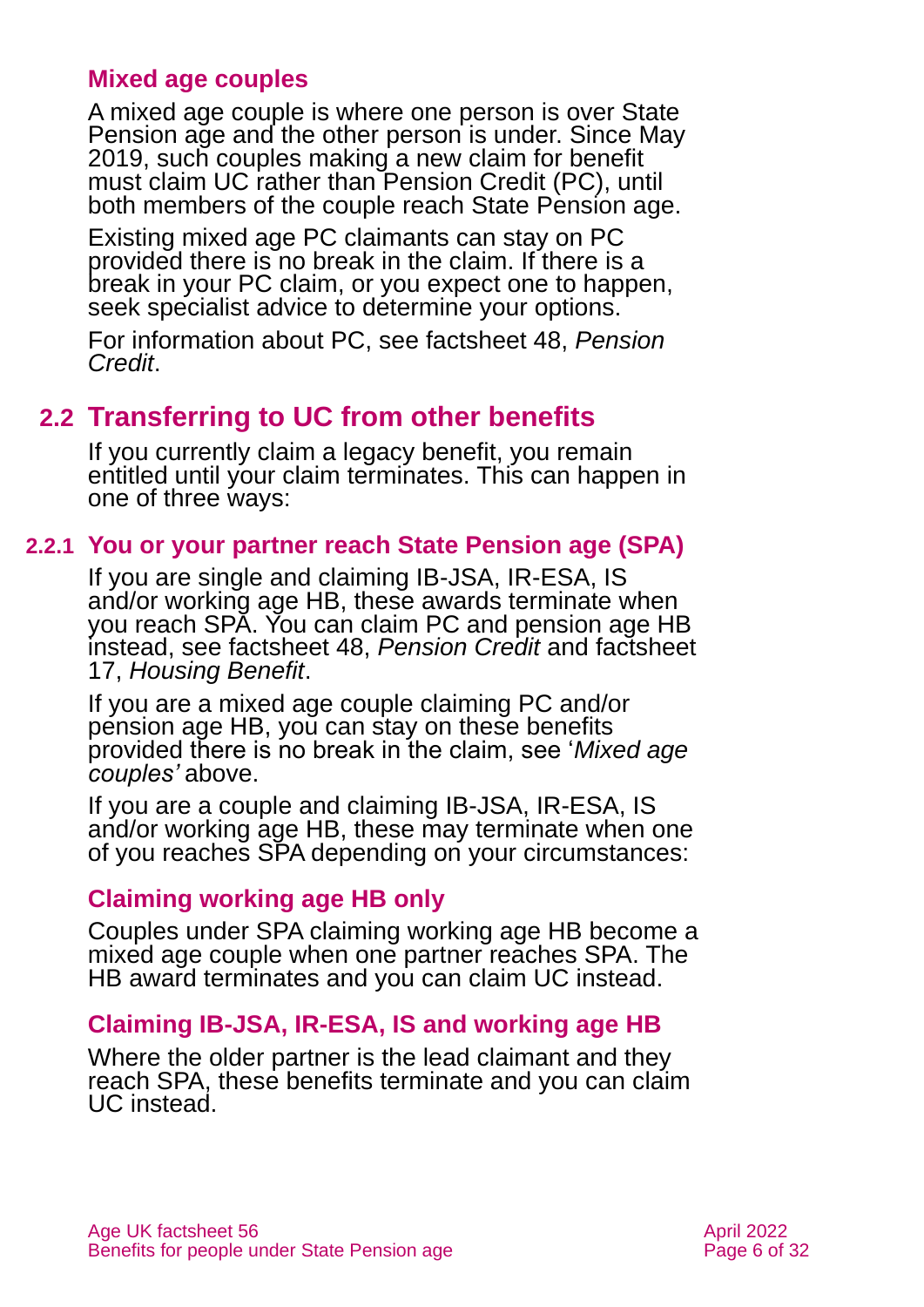### Mixed age couples

A mixed age couple is where one person is over State Pension age and the other person is under. Since May 2019, such couples making a new claim for benefit must claim UC rather than Pension Credit (PC), until both members of the couple reach State Pension age.

Existing mixed age PC claimants can stay on PC provided there is no break in the claim. If there is a break in your PC claim, or you expect one to happen, seek specialist advice to determine your options.

For information about PC, see factsheet 48, *Pension Credit*.

## 2.2 Transferring to UC from other benefits

If you currently claim a legacy benefit, you remain entitled until your claim terminates. This can happen in one of three ways:

### 2.2.1 You or your partner reach State Pension age (SPA)

If you are single and claiming IB-JSA, IR-ESA, IS and/or working age HB, these awards terminate when you reach SPA. You can claim PC and pension age HB instead, see factsheet 48, *Pension Credit* and factsheet 17, *Housing Benefit*.

If you are a mixed age couple claiming PC and/or pension age HB, you can stay on these benefits provided there is no break in the claim, see '*Mixed age couples'* above.

If you are a couple and claiming IB-JSA, IR-ESA, IS and/or working age HB, these may terminate when one of you reaches SPA depending on your circumstances:

### Claiming working age HB only

Couples under SPA claiming working age HB become a mixed age couple when one partner reaches SPA. The HB award terminates and you can claim UC instead.

### Claiming IB-JSA, IR-ESA, IS and working age HB

Where the older partner is the lead claimant and they reach SPA, these benefits terminate and you can claim UC instead.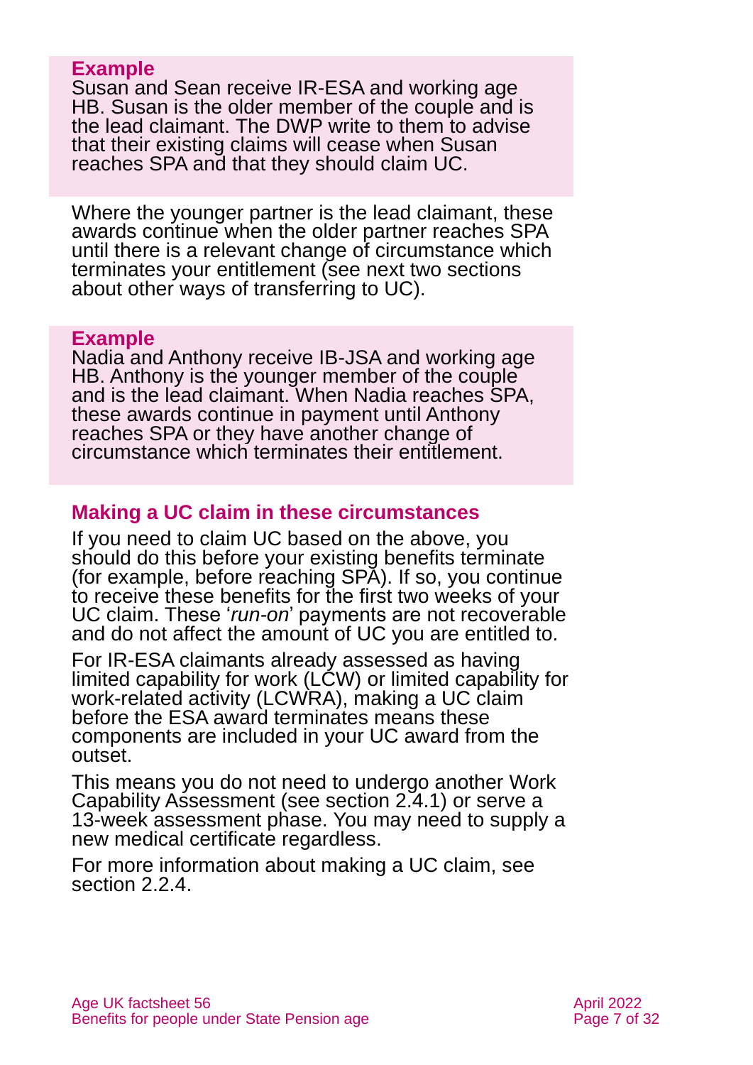**Example**

Susan and Sean receive IR-ESA and working age HB. Susan is the older member of the couple and is the lead claimant. The DWP write to them to advise that their existing claims will cease when Susan reaches SPA and that they should claim UC.

Where the younger partner is the lead claimant, these awards continue when the older partner reaches SPA until there is a relevant change of circumstance which terminates your entitlement (see next two sections about other ways of transferring to UC).

**Example**

Nadia and Anthony receive IB-JSA and working age HB. Anthony is the younger member of the couple and is the lead claimant. When Nadia reaches SPA, these awards continue in payment until Anthony reaches SPA or they have another change of circumstance which terminates their entitlement.

### Making a UC claim in these circumstances

If you need to claim UC based on the above, you should do this before your existing benefits terminate (for example, before reaching SPA). If so, you continue to receive these benefits for the first two weeks of your UC claim. These '*run-on*' payments are not recoverable and do not affect the amount of UC you are entitled to.

For IR-ESA claimants already assessed as having limited capability for work (LCW) or limited capability for work-related activity (LCWRA), making a UC claim before the ESA award terminates means these components are included in your UC award from the outset.

This means you do not need to undergo another Work Capability Assessment (see section 2.4.1) or serve a 13-week assessment phase. You may need to supply a new medical certificate regardless.

For more information about making a UC claim, see section 2.2.4.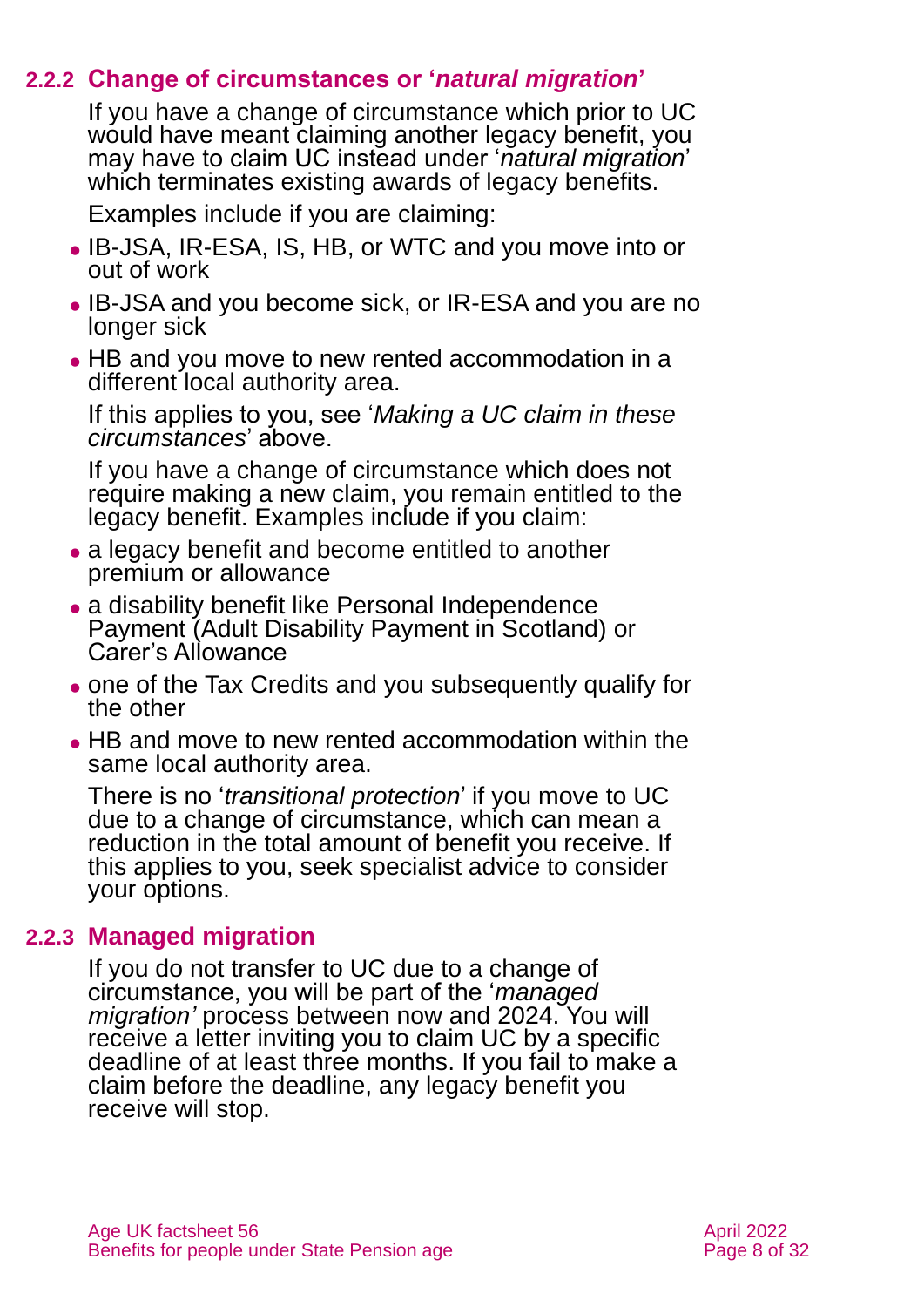### 2.2.2 Change of circumstances or '*natural migration*'

If you have a change of circumstance which prior to UC would have meant claiming another legacy benefit, you may have to claim UC instead under '*natural migration*' which terminates existing awards of legacy benefits.

Examples include if you are claiming:

- IB-JSA, IR-ESA, IS, HB, or WTC and you move into or out of work
- IB-JSA and you become sick, or IR-ESA and you are no longer sick
- HB and you move to new rented accommodation in a different local authority area.

If this applies to you, see '*Making a UC claim in these circumstances*' above.

If you have a change of circumstance which does not require making a new claim, you remain entitled to the legacy benefit. Examples include if you claim:

- a legacy benefit and become entitled to another premium or allowance
- a disability benefit like Personal Independence Payment (Adult Disability Payment in Scotland) or Carer's Allowance
- one of the Tax Credits and you subsequently qualify for the other
- HB and move to new rented accommodation within the same local authority area.

There is no '*transitional protection*' if you move to UC due to a change of circumstance, which can mean a reduction in the total amount of benefit you receive. If this applies to you, seek specialist advice to consider your options.

### 2.2.3 Managed migration

If you do not transfer to UC due to a change of circumstance, you will be part of the '*managed migration'* process between now and 2024. You will receive a letter inviting you to claim UC by a specific deadline of at least three months. If you fail to make a claim before the deadline, any legacy benefit you receive will stop.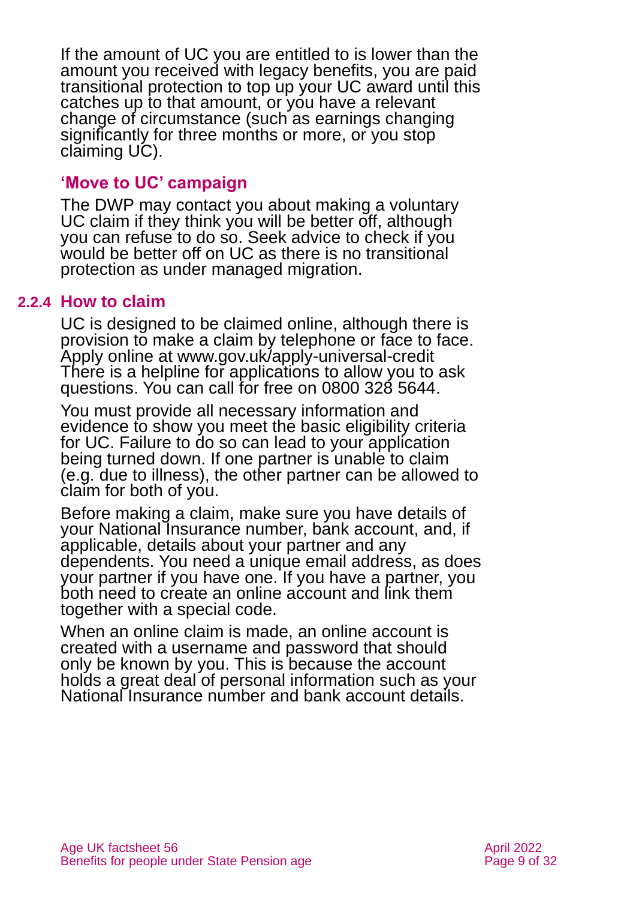If the amount of UC you are entitled to is lower than the amount you received with legacy benefits, you are paid transitional protection to top up your UC award until this catches up to that amount, or you have a relevant change of circumstance (such as earnings changing significantly for three months or more, or you stop claiming UC).

### 'Move to UC' campaign

The DWP may contact you about making a voluntary UC claim if they think you will be better off, although you can refuse to do so. Seek advice to check if you would be better off on UC as there is no transitional protection as under managed migration.

### 2.2.4 How to claim

UC is designed to be claimed online, although there is provision to make a claim by telephone or face to face. Apply online at www.gov.uk/apply-universal-credit There is a helpline for applications to allow you to ask questions. You can call for free on 0800 328 5644.

You must provide all necessary information and evidence to show you meet the basic eligibility criteria for UC. Failure to do so can lead to your application being turned down. If one partner is unable to claim (e.g. due to illness), the other partner can be allowed to claim for both of you.

Before making a claim, make sure you have details of your National Insurance number, bank account, and, if applicable, details about your partner and any dependents. You need a unique email address, as does your partner if you have one. If you have a partner, you both need to create an online account and link them together with a special code.

When an online claim is made, an online account is created with a username and password that should only be known by you. This is because the account holds a great deal of personal information such as your National Insurance number and bank account details.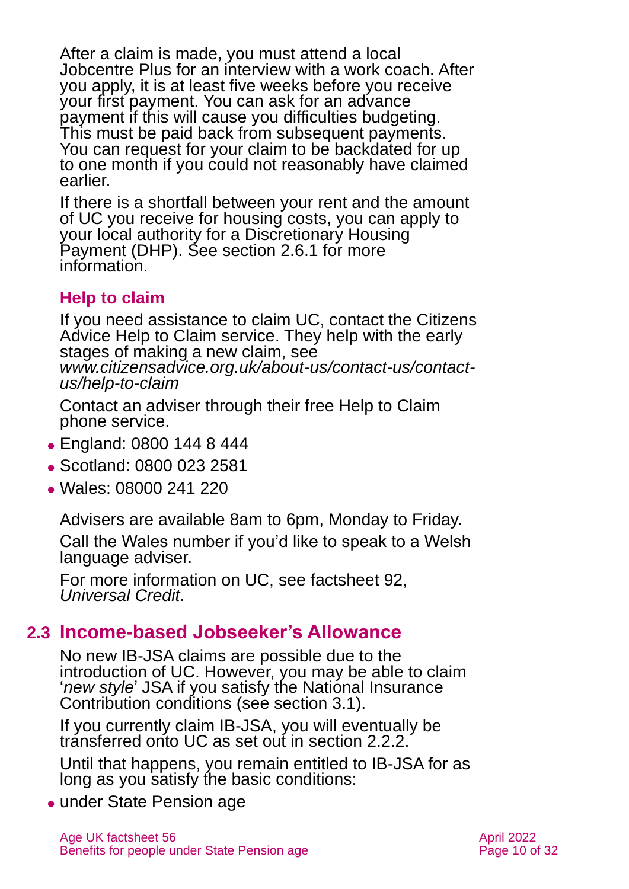After a claim is made, you must attend a local Jobcentre Plus for an interview with a work coach. After you apply, it is at least five weeks before you receive your first payment. You can ask for an advance payment if this will cause you difficulties budgeting. This must be paid back from subsequent payments. You can request for your claim to be backdated for up to one month if you could not reasonably have claimed earlier.

If there is a shortfall between your rent and the amount of UC you receive for housing costs, you can apply to your local authority for a Discretionary Housing Payment (DHP). See section 2.6.1 for more information.

### Help to claim

If you need assistance to claim UC, contact the Citizens Advice Help to Claim service. They help with the early stages of making a new claim, see *www.citizensadvice.org.uk/about-us/contact-us/contact-us/help-to-claim*

Contact an adviser through their free Help to Claim phone service.

- England: 0800 144 8 444
- Scotland: 0800 023 2581
- Wales: 08000 241 220

Advisers are available 8am to 6pm, Monday to Friday.

Call the Wales number if you'd like to speak to a Welsh language adviser.

For more information on UC, see factsheet 92, *Universal Credit*.

## 2.3 Income-based Jobseeker's Allowance

No new IB-JSA claims are possible due to the introduction of UC. However, you may be able to claim '*new style*' JSA if you satisfy the National Insurance Contribution conditions (see section 3.1).

If you currently claim IB-JSA, you will eventually be transferred onto UC as set out in section 2.2.2.

Until that happens, you remain entitled to IB-JSA for as long as you satisfy the basic conditions:

- under State Pension age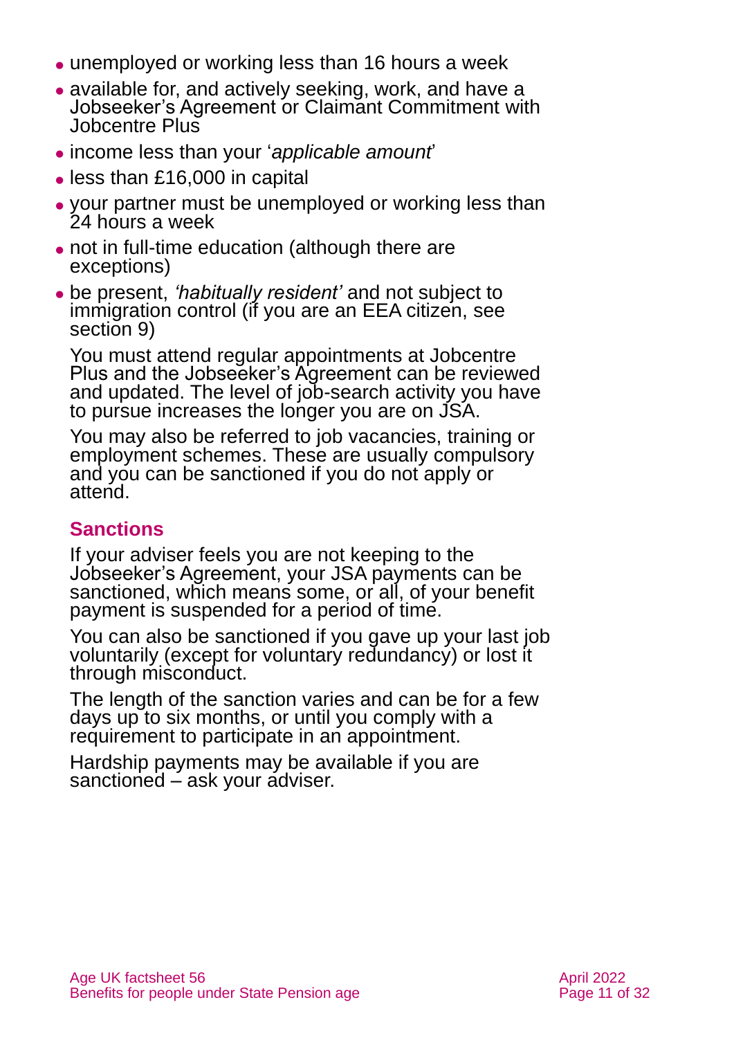- unemployed or working less than 16 hours a week
- available for, and actively seeking, work, and have a Jobseeker's Agreement or Claimant Commitment with Jobcentre Plus
- income less than your '*applicable amount*'
- less than £16,000 in capital
- your partner must be unemployed or working less than 24 hours a week
- not in full-time education (although there are exceptions)
- be present, *'habitually resident'* and not subject to immigration control (if you are an EEA citizen, see section 9)

You must attend regular appointments at Jobcentre Plus and the Jobseeker's Agreement can be reviewed and updated. The level of job-search activity you have to pursue increases the longer you are on JSA.

You may also be referred to job vacancies, training or employment schemes. These are usually compulsory and you can be sanctioned if you do not apply or attend.

### Sanctions

If your adviser feels you are not keeping to the Jobseeker's Agreement, your JSA payments can be sanctioned, which means some, or all, of your benefit payment is suspended for a period of time.

You can also be sanctioned if you gave up your last job voluntarily (except for voluntary redundancy) or lost it through misconduct.

The length of the sanction varies and can be for a few days up to six months, or until you comply with a requirement to participate in an appointment.

Hardship payments may be available if you are sanctioned – ask your adviser.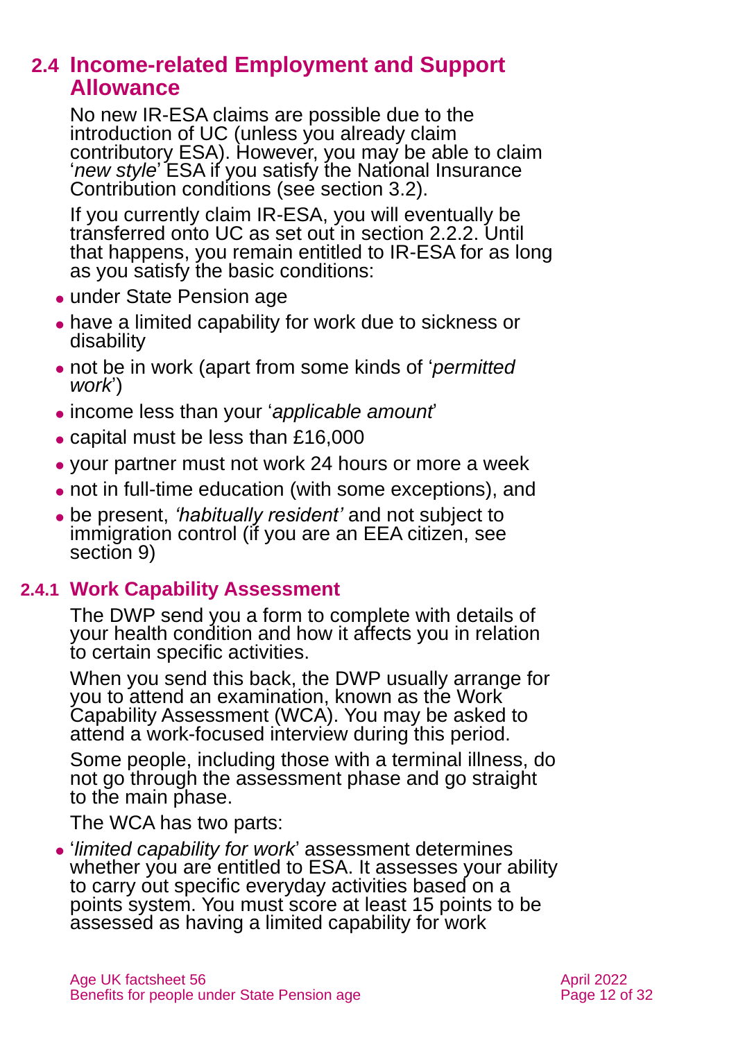## 2.4 Income-related Employment and Support Allowance

No new IR-ESA claims are possible due to the introduction of UC (unless you already claim contributory ESA). However, you may be able to claim '*new style*' ESA if you satisfy the National Insurance Contribution conditions (see section 3.2).

If you currently claim IR-ESA, you will eventually be transferred onto UC as set out in section 2.2.2. Until that happens, you remain entitled to IR-ESA for as long as you satisfy the basic conditions:

- under State Pension age
- have a limited capability for work due to sickness or disability
- not be in work (apart from some kinds of '*permitted work*')
- income less than your '*applicable amount*'
- capital must be less than £16,000
- your partner must not work 24 hours or more a week
- not in full-time education (with some exceptions), and
- be present, *'habitually resident'* and not subject to immigration control (if you are an EEA citizen, see section 9)

### 2.4.1 Work Capability Assessment

The DWP send you a form to complete with details of your health condition and how it affects you in relation to certain specific activities.

When you send this back, the DWP usually arrange for you to attend an examination, known as the Work Capability Assessment (WCA). You may be asked to attend a work-focused interview during this period.

Some people, including those with a terminal illness, do not go through the assessment phase and go straight to the main phase.

The WCA has two parts:

- '*limited capability for work*' assessment determines whether you are entitled to ESA. It assesses your ability to carry out specific everyday activities based on a points system. You must score at least 15 points to be assessed as having a limited capability for work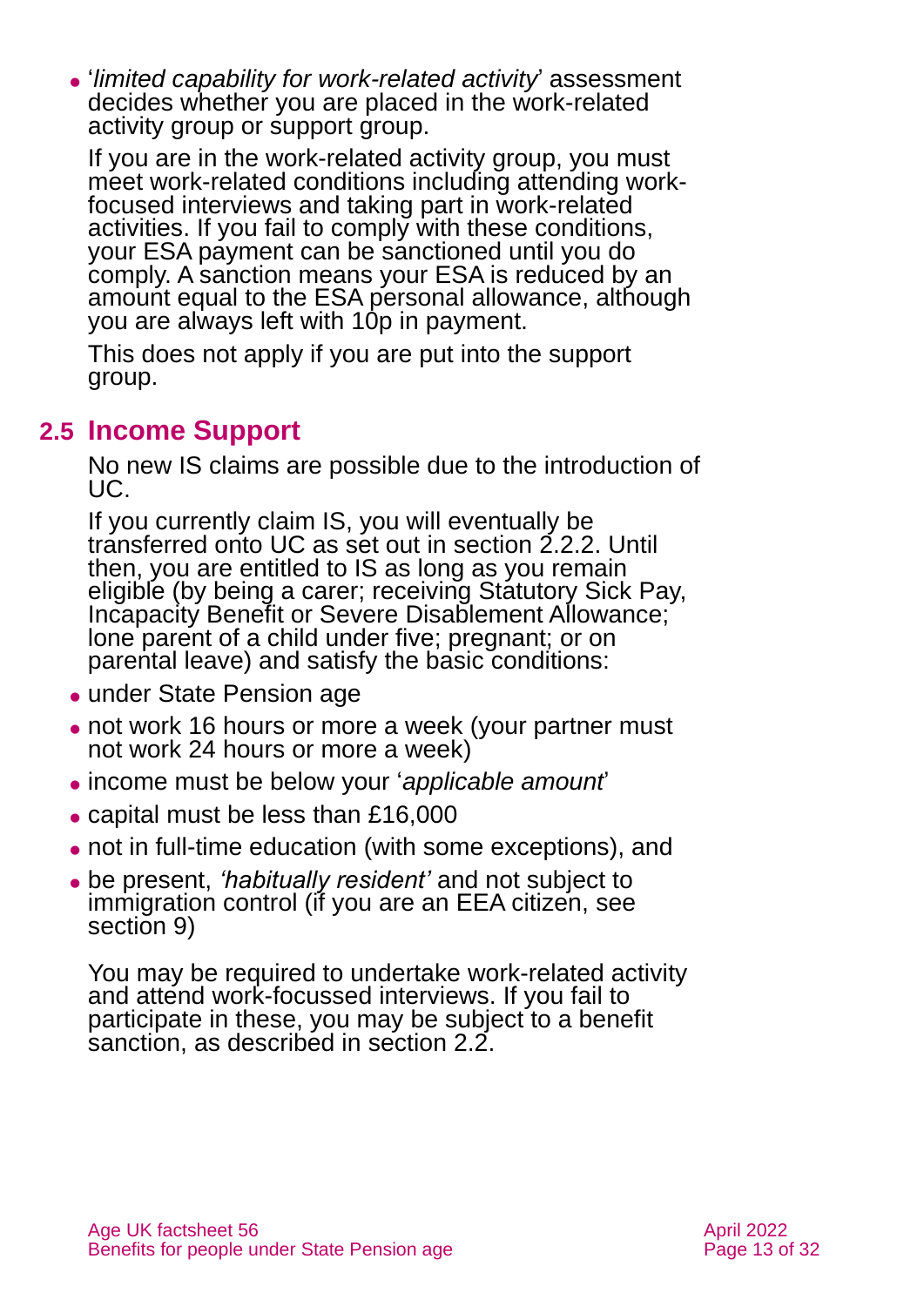- '*limited capability for work-related activity*' assessment decides whether you are placed in the work-related activity group or support group.

  If you are in the work-related activity group, you must meet work-related conditions including attending work-focused interviews and taking part in work-related activities. If you fail to comply with these conditions, your ESA payment can be sanctioned until you do comply. A sanction means your ESA is reduced by an amount equal to the ESA personal allowance, although you are always left with 10p in payment.

  This does not apply if you are put into the support group.

## 2.5 Income Support

No new IS claims are possible due to the introduction of UC.

If you currently claim IS, you will eventually be transferred onto UC as set out in section 2.2.2. Until then, you are entitled to IS as long as you remain eligible (by being a carer; receiving Statutory Sick Pay, Incapacity Benefit or Severe Disablement Allowance; lone parent of a child under five; pregnant; or on parental leave) and satisfy the basic conditions:

- under State Pension age
- not work 16 hours or more a week (your partner must not work 24 hours or more a week)
- income must be below your '*applicable amount*'
- capital must be less than £16,000
- not in full-time education (with some exceptions), and
- be present, *'habitually resident'* and not subject to immigration control (if you are an EEA citizen, see section 9)

You may be required to undertake work-related activity and attend work-focussed interviews. If you fail to participate in these, you may be subject to a benefit sanction, as described in section 2.2.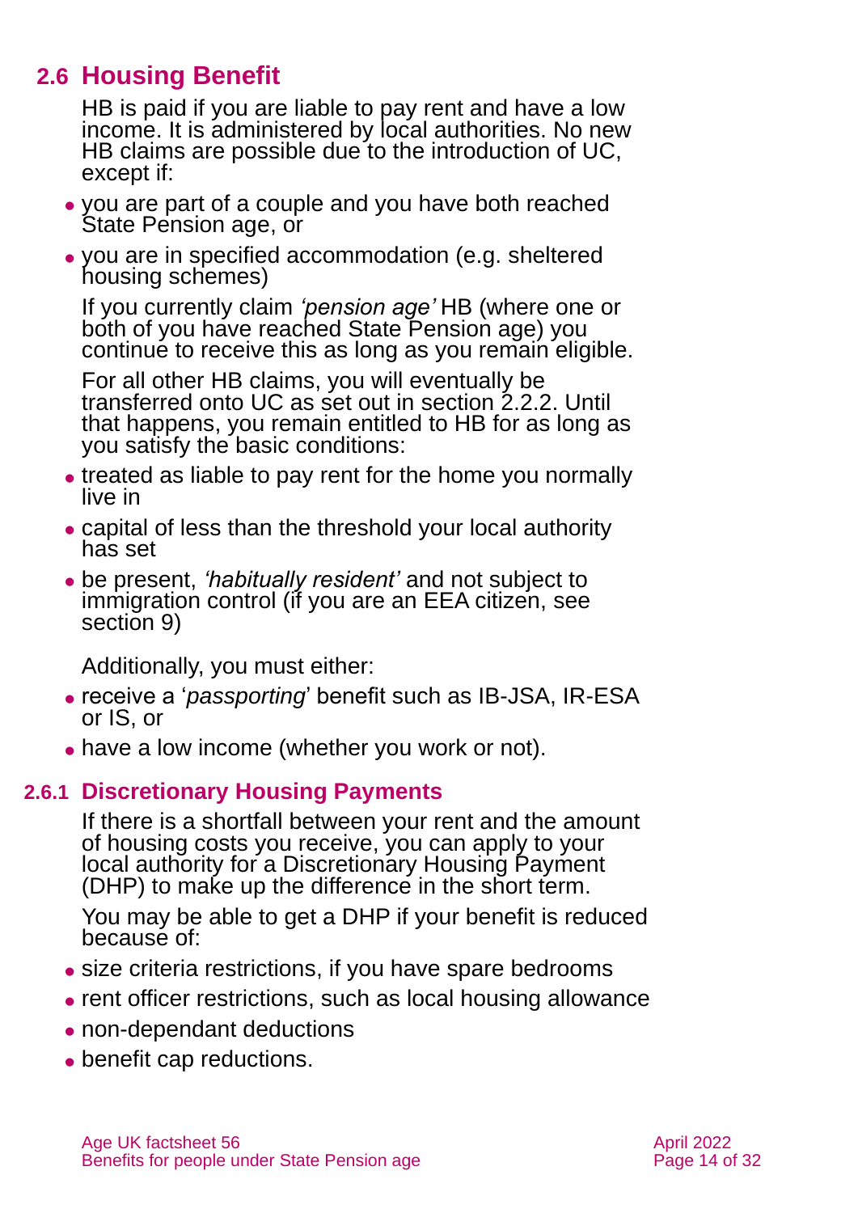## 2.6 Housing Benefit

HB is paid if you are liable to pay rent and have a low income. It is administered by local authorities. No new HB claims are possible due to the introduction of UC, except if:

- you are part of a couple and you have both reached State Pension age, or
- you are in specified accommodation (e.g. sheltered housing schemes)

If you currently claim *'pension age'* HB (where one or both of you have reached State Pension age) you continue to receive this as long as you remain eligible.

For all other HB claims, you will eventually be transferred onto UC as set out in section 2.2.2. Until that happens, you remain entitled to HB for as long as you satisfy the basic conditions:

- treated as liable to pay rent for the home you normally live in
- capital of less than the threshold your local authority has set
- be present, *'habitually resident'* and not subject to immigration control (if you are an EEA citizen, see section 9)

Additionally, you must either:

- receive a '*passporting*' benefit such as IB-JSA, IR-ESA or IS, or
- have a low income (whether you work or not).

### 2.6.1 Discretionary Housing Payments

If there is a shortfall between your rent and the amount of housing costs you receive, you can apply to your local authority for a Discretionary Housing Payment (DHP) to make up the difference in the short term.

You may be able to get a DHP if your benefit is reduced because of:

- size criteria restrictions, if you have spare bedrooms
- rent officer restrictions, such as local housing allowance
- non-dependant deductions
- benefit cap reductions.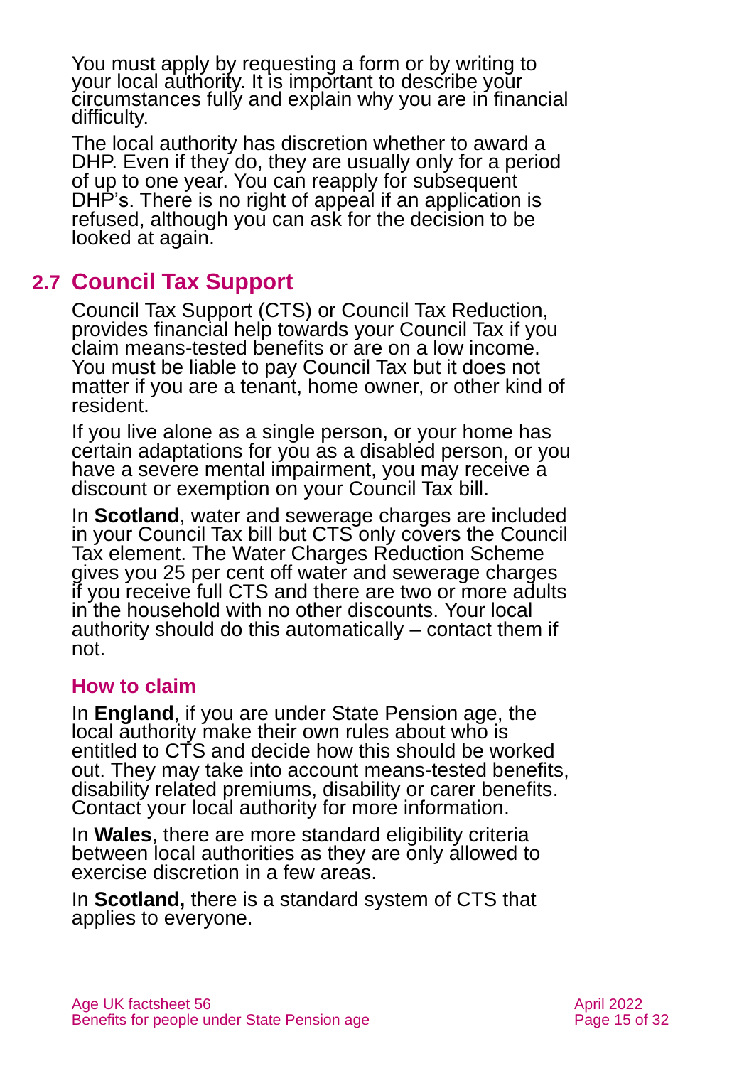You must apply by requesting a form or by writing to your local authority. It is important to describe your circumstances fully and explain why you are in financial difficulty.

The local authority has discretion whether to award a DHP. Even if they do, they are usually only for a period of up to one year. You can reapply for subsequent DHP's. There is no right of appeal if an application is refused, although you can ask for the decision to be looked at again.

## 2.7 Council Tax Support

Council Tax Support (CTS) or Council Tax Reduction, provides financial help towards your Council Tax if you claim means-tested benefits or are on a low income. You must be liable to pay Council Tax but it does not matter if you are a tenant, home owner, or other kind of resident.

If you live alone as a single person, or your home has certain adaptations for you as a disabled person, or you have a severe mental impairment, you may receive a discount or exemption on your Council Tax bill.

In **Scotland**, water and sewerage charges are included in your Council Tax bill but CTS only covers the Council Tax element. The Water Charges Reduction Scheme gives you 25 per cent off water and sewerage charges if you receive full CTS and there are two or more adults in the household with no other discounts. Your local authority should do this automatically – contact them if not.

### How to claim

In **England**, if you are under State Pension age, the local authority make their own rules about who is entitled to CTS and decide how this should be worked out. They may take into account means-tested benefits, disability related premiums, disability or carer benefits. Contact your local authority for more information.

In **Wales**, there are more standard eligibility criteria between local authorities as they are only allowed to exercise discretion in a few areas.

In **Scotland,** there is a standard system of CTS that applies to everyone.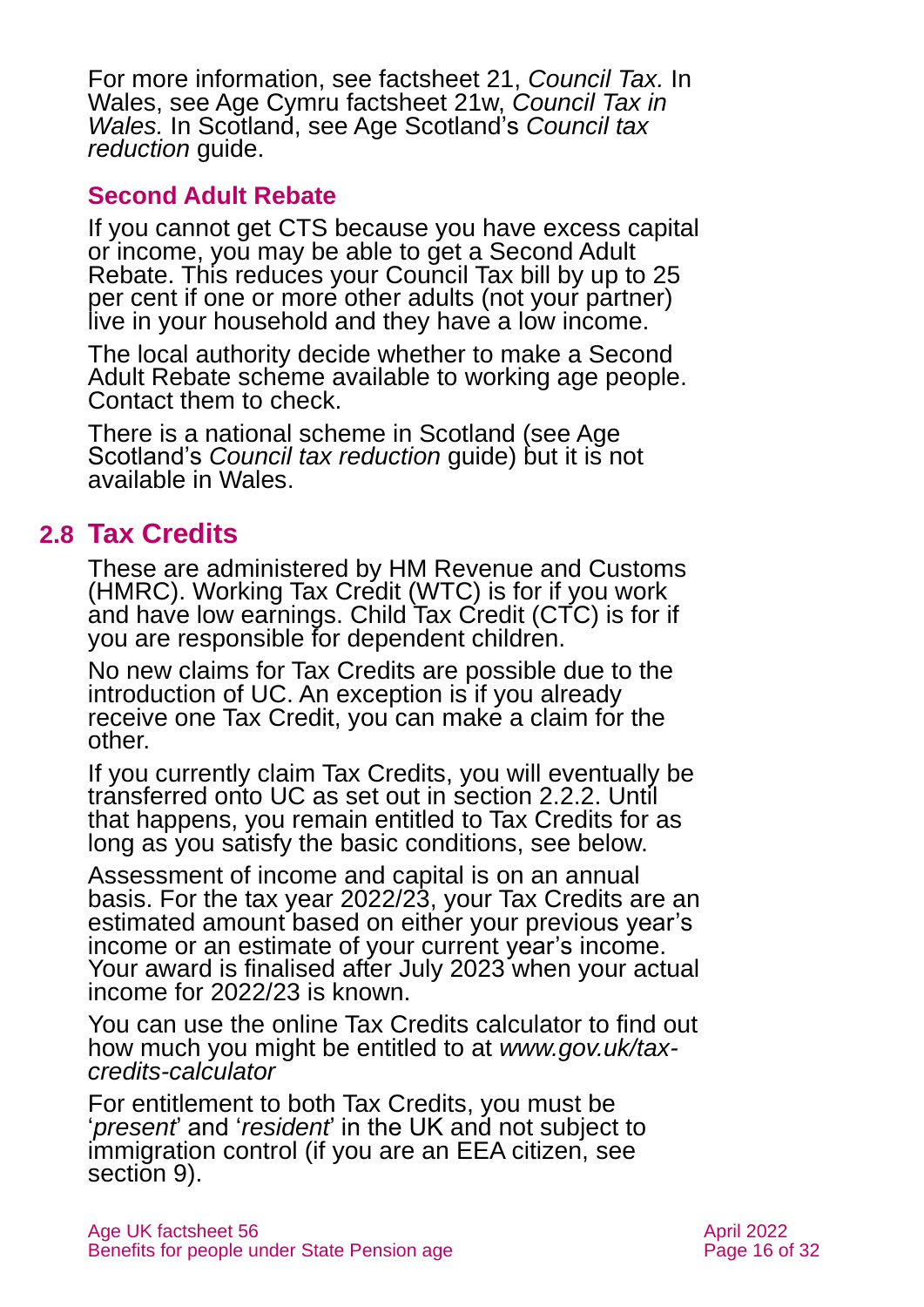For more information, see factsheet 21, *Council Tax.* In Wales, see Age Cymru factsheet 21w, *Council Tax in Wales.* In Scotland, see Age Scotland's *Council tax reduction* guide.

### Second Adult Rebate

If you cannot get CTS because you have excess capital or income, you may be able to get a Second Adult Rebate. This reduces your Council Tax bill by up to 25 per cent if one or more other adults (not your partner) live in your household and they have a low income.

The local authority decide whether to make a Second Adult Rebate scheme available to working age people. Contact them to check.

There is a national scheme in Scotland (see Age Scotland's *Council tax reduction* guide) but it is not available in Wales.

## 2.8 Tax Credits

These are administered by HM Revenue and Customs (HMRC). Working Tax Credit (WTC) is for if you work and have low earnings. Child Tax Credit (CTC) is for if you are responsible for dependent children.

No new claims for Tax Credits are possible due to the introduction of UC. An exception is if you already receive one Tax Credit, you can make a claim for the other.

If you currently claim Tax Credits, you will eventually be transferred onto UC as set out in section 2.2.2. Until that happens, you remain entitled to Tax Credits for as long as you satisfy the basic conditions, see below.

Assessment of income and capital is on an annual basis. For the tax year 2022/23, your Tax Credits are an estimated amount based on either your previous year's income or an estimate of your current year's income. Your award is finalised after July 2023 when your actual income for 2022/23 is known.

You can use the online Tax Credits calculator to find out how much you might be entitled to at *www.gov.uk/tax-credits-calculator*

For entitlement to both Tax Credits, you must be '*present*' and '*resident*' in the UK and not subject to immigration control (if you are an EEA citizen, see section 9).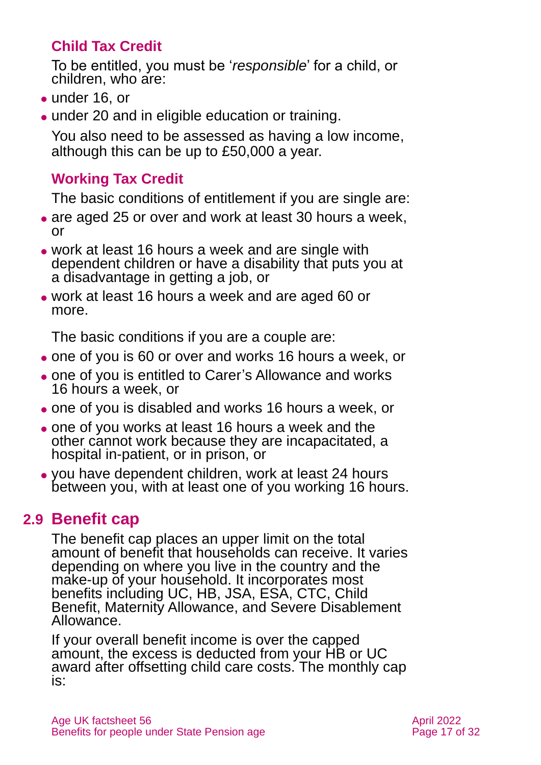### Child Tax Credit

To be entitled, you must be '*responsible*' for a child, or children, who are:

- under 16, or
- under 20 and in eligible education or training.

You also need to be assessed as having a low income, although this can be up to £50,000 a year.

### Working Tax Credit

The basic conditions of entitlement if you are single are:

- are aged 25 or over and work at least 30 hours a week, or
- work at least 16 hours a week and are single with dependent children or have a disability that puts you at a disadvantage in getting a job, or
- work at least 16 hours a week and are aged 60 or more.

The basic conditions if you are a couple are:

- one of you is 60 or over and works 16 hours a week, or
- one of you is entitled to Carer's Allowance and works 16 hours a week, or
- one of you is disabled and works 16 hours a week, or
- one of you works at least 16 hours a week and the other cannot work because they are incapacitated, a hospital in-patient, or in prison, or
- you have dependent children, work at least 24 hours between you, with at least one of you working 16 hours.

## 2.9 Benefit cap

The benefit cap places an upper limit on the total amount of benefit that households can receive. It varies depending on where you live in the country and the make-up of your household. It incorporates most benefits including UC, HB, JSA, ESA, CTC, Child Benefit, Maternity Allowance, and Severe Disablement Allowance.

If your overall benefit income is over the capped amount, the excess is deducted from your HB or UC award after offsetting child care costs. The monthly cap is: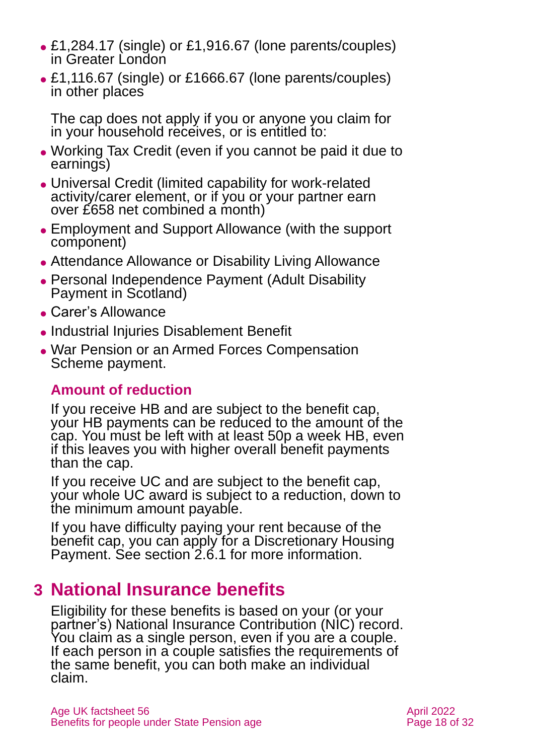- £1,284.17 (single) or £1,916.67 (lone parents/couples) in Greater London
- £1,116.67 (single) or £1666.67 (lone parents/couples) in other places

The cap does not apply if you or anyone you claim for in your household receives, or is entitled to:

- Working Tax Credit (even if you cannot be paid it due to earnings)
- Universal Credit (limited capability for work-related activity/carer element, or if you or your partner earn over £658 net combined a month)
- Employment and Support Allowance (with the support component)
- Attendance Allowance or Disability Living Allowance
- Personal Independence Payment (Adult Disability Payment in Scotland)
- Carer's Allowance
- Industrial Injuries Disablement Benefit
- War Pension or an Armed Forces Compensation Scheme payment.

### Amount of reduction

If you receive HB and are subject to the benefit cap, your HB payments can be reduced to the amount of the cap. You must be left with at least 50p a week HB, even if this leaves you with higher overall benefit payments than the cap.

If you receive UC and are subject to the benefit cap, your whole UC award is subject to a reduction, down to the minimum amount payable.

If you have difficulty paying your rent because of the benefit cap, you can apply for a Discretionary Housing Payment. See section 2.6.1 for more information.

# 3 National Insurance benefits

Eligibility for these benefits is based on your (or your partner's) National Insurance Contribution (NIC) record. You claim as a single person, even if you are a couple. If each person in a couple satisfies the requirements of the same benefit, you can both make an individual claim.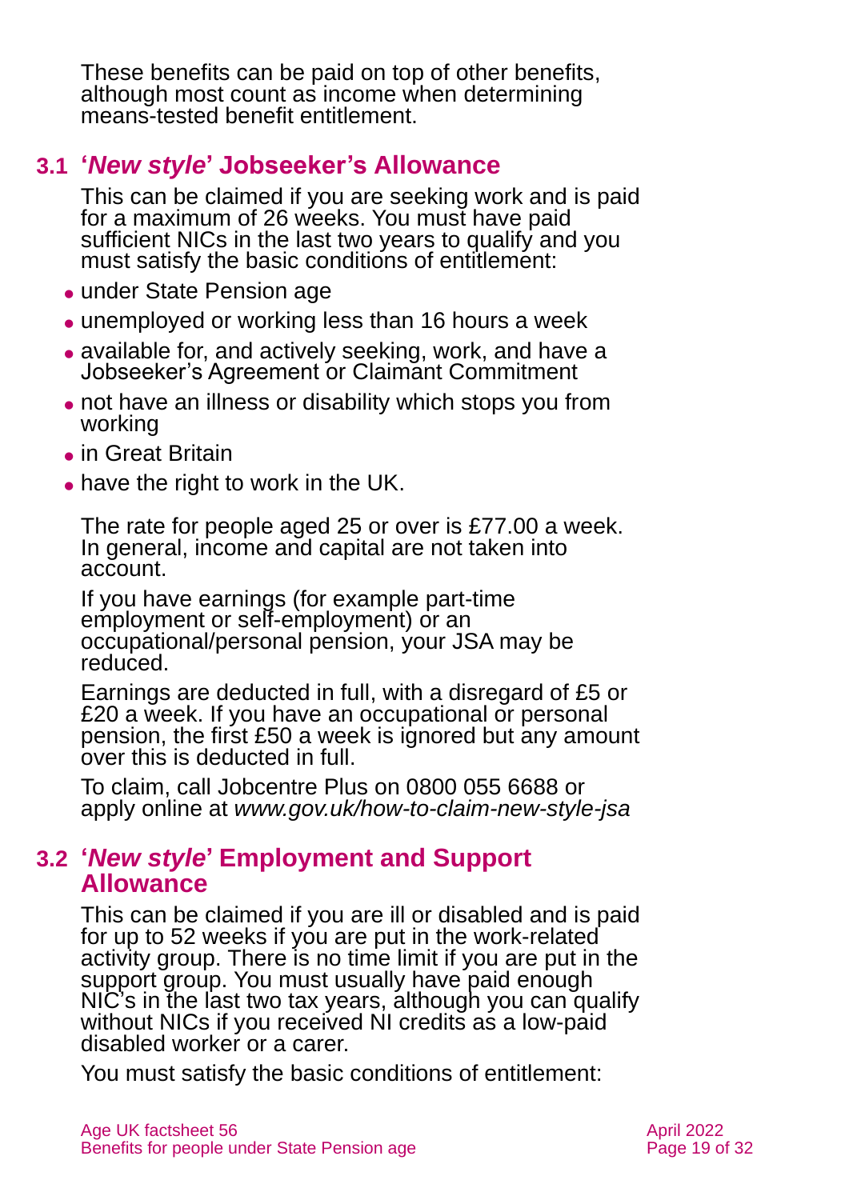These benefits can be paid on top of other benefits, although most count as income when determining means-tested benefit entitlement.

## 3.1 '*New style*' Jobseeker's Allowance

This can be claimed if you are seeking work and is paid for a maximum of 26 weeks. You must have paid sufficient NICs in the last two years to qualify and you must satisfy the basic conditions of entitlement:

- under State Pension age
- unemployed or working less than 16 hours a week
- available for, and actively seeking, work, and have a Jobseeker's Agreement or Claimant Commitment
- not have an illness or disability which stops you from working
- in Great Britain
- have the right to work in the UK.

The rate for people aged 25 or over is £77.00 a week. In general, income and capital are not taken into account.

If you have earnings (for example part-time employment or self-employment) or an occupational/personal pension, your JSA may be reduced.

Earnings are deducted in full, with a disregard of £5 or £20 a week. If you have an occupational or personal pension, the first £50 a week is ignored but any amount over this is deducted in full.

To claim, call Jobcentre Plus on 0800 055 6688 or apply online at *www.gov.uk/how-to-claim-new-style-jsa*

## 3.2 '*New style*' Employment and Support Allowance

This can be claimed if you are ill or disabled and is paid for up to 52 weeks if you are put in the work-related activity group. There is no time limit if you are put in the support group. You must usually have paid enough NIC's in the last two tax years, although you can qualify without NICs if you received NI credits as a low-paid disabled worker or a carer.

You must satisfy the basic conditions of entitlement: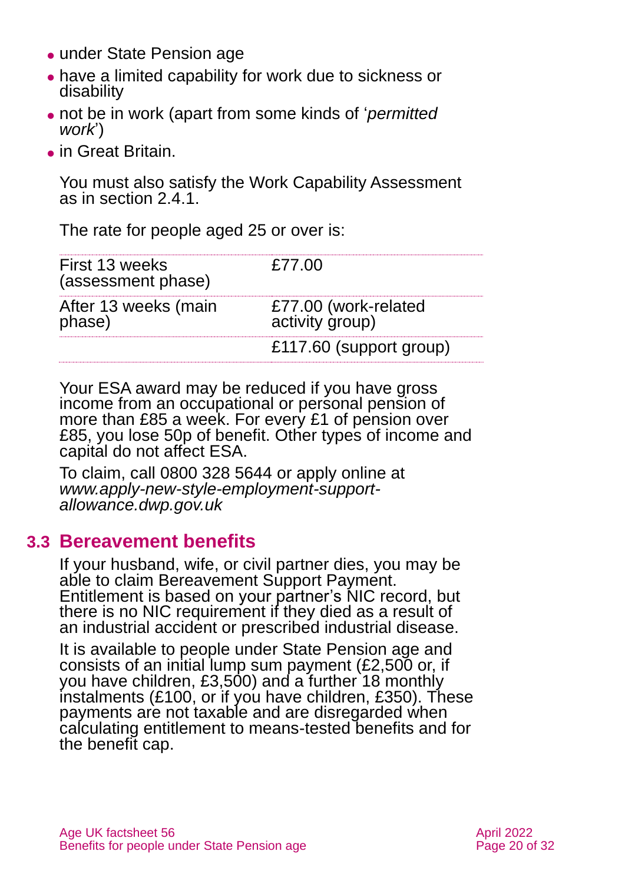- under State Pension age
- have a limited capability for work due to sickness or disability
- not be in work (apart from some kinds of '*permitted work*')
- in Great Britain.

You must also satisfy the Work Capability Assessment as in section 2.4.1.

The rate for people aged 25 or over is:

| | |
|---|---|
| First 13 weeks (assessment phase) | £77.00 |
| After 13 weeks (main phase) | £77.00 (work-related activity group) |
| | £117.60 (support group) |

Your ESA award may be reduced if you have gross income from an occupational or personal pension of more than £85 a week. For every £1 of pension over £85, you lose 50p of benefit. Other types of income and capital do not affect ESA.

To claim, call 0800 328 5644 or apply online at *www.apply-new-style-employment-support-allowance.dwp.gov.uk*

## 3.3 Bereavement benefits

If your husband, wife, or civil partner dies, you may be able to claim Bereavement Support Payment. Entitlement is based on your partner's NIC record, but there is no NIC requirement if they died as a result of an industrial accident or prescribed industrial disease.

It is available to people under State Pension age and consists of an initial lump sum payment (£2,500 or, if you have children, £3,500) and a further 18 monthly instalments (£100, or if you have children, £350). These payments are not taxable and are disregarded when calculating entitlement to means-tested benefits and for the benefit cap.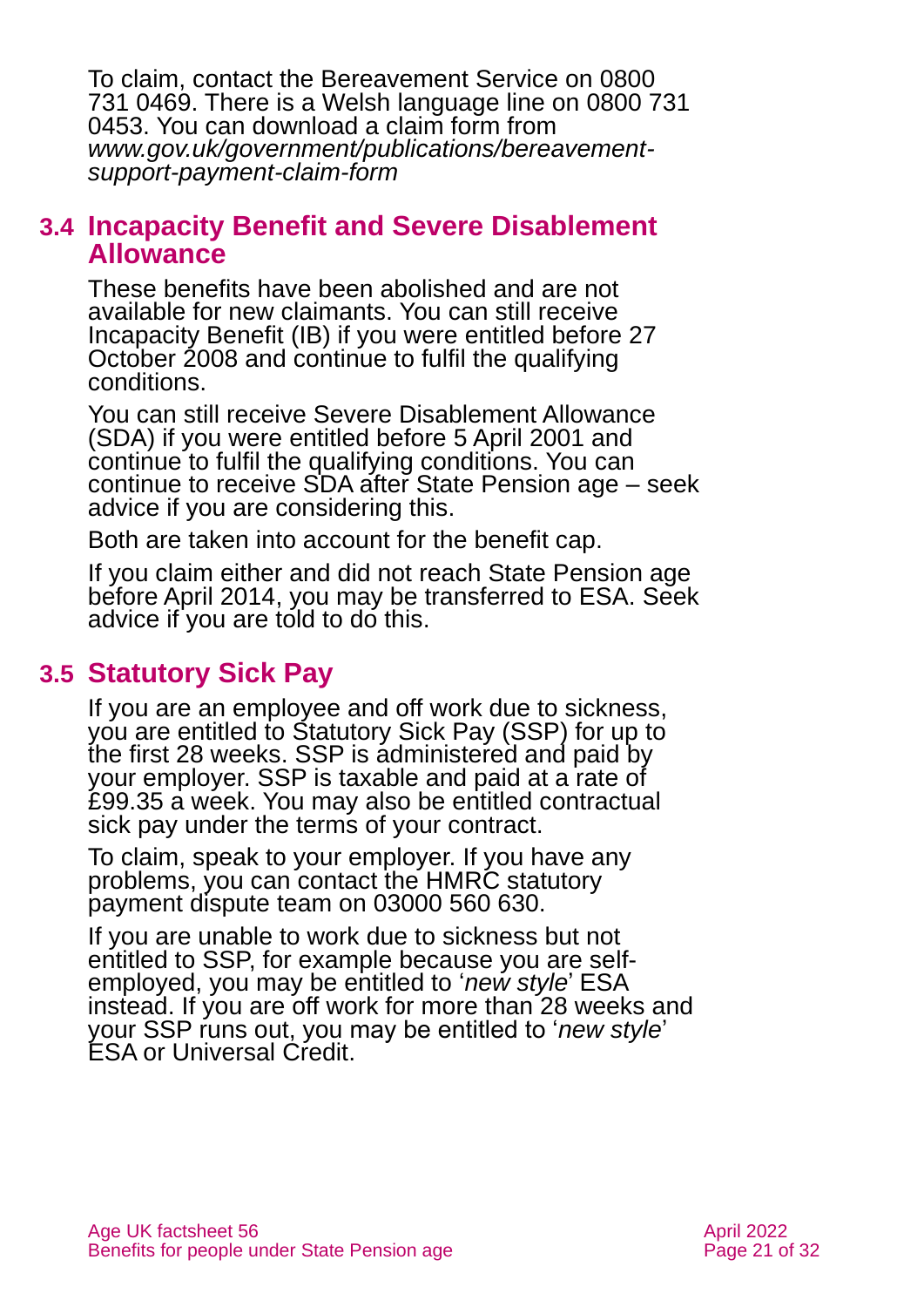To claim, contact the Bereavement Service on 0800 731 0469. There is a Welsh language line on 0800 731 0453. You can download a claim form from *www.gov.uk/government/publications/bereavement-support-payment-claim-form*

## 3.4 Incapacity Benefit and Severe Disablement Allowance

These benefits have been abolished and are not available for new claimants. You can still receive Incapacity Benefit (IB) if you were entitled before 27 October 2008 and continue to fulfil the qualifying conditions.

You can still receive Severe Disablement Allowance (SDA) if you were entitled before 5 April 2001 and continue to fulfil the qualifying conditions. You can continue to receive SDA after State Pension age – seek advice if you are considering this.

Both are taken into account for the benefit cap.

If you claim either and did not reach State Pension age before April 2014, you may be transferred to ESA. Seek advice if you are told to do this.

## 3.5 Statutory Sick Pay

If you are an employee and off work due to sickness, you are entitled to Statutory Sick Pay (SSP) for up to the first 28 weeks. SSP is administered and paid by your employer. SSP is taxable and paid at a rate of £99.35 a week. You may also be entitled contractual sick pay under the terms of your contract.

To claim, speak to your employer. If you have any problems, you can contact the HMRC statutory payment dispute team on 03000 560 630.

If you are unable to work due to sickness but not entitled to SSP, for example because you are self-employed, you may be entitled to '*new style*' ESA instead. If you are off work for more than 28 weeks and your SSP runs out, you may be entitled to '*new style*' ESA or Universal Credit.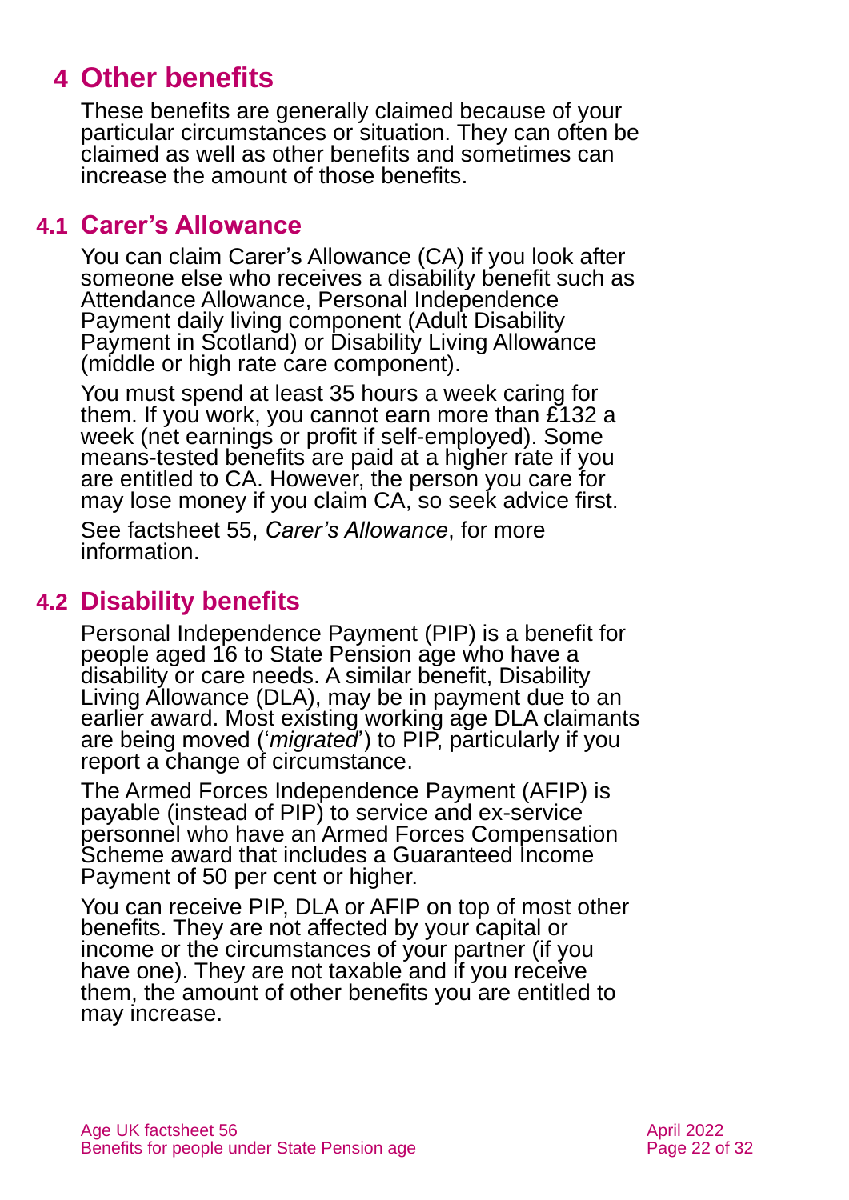# 4 Other benefits

These benefits are generally claimed because of your particular circumstances or situation. They can often be claimed as well as other benefits and sometimes can increase the amount of those benefits.

## 4.1 Carer's Allowance

You can claim Carer's Allowance (CA) if you look after someone else who receives a disability benefit such as Attendance Allowance, Personal Independence Payment daily living component (Adult Disability Payment in Scotland) or Disability Living Allowance (middle or high rate care component).

You must spend at least 35 hours a week caring for them. If you work, you cannot earn more than £132 a week (net earnings or profit if self-employed). Some means-tested benefits are paid at a higher rate if you are entitled to CA. However, the person you care for may lose money if you claim CA, so seek advice first.

See factsheet 55, *Carer's Allowance*, for more information.

## 4.2 Disability benefits

Personal Independence Payment (PIP) is a benefit for people aged 16 to State Pension age who have a disability or care needs. A similar benefit, Disability Living Allowance (DLA), may be in payment due to an earlier award. Most existing working age DLA claimants are being moved ('*migrated*') to PIP, particularly if you report a change of circumstance.

The Armed Forces Independence Payment (AFIP) is payable (instead of PIP) to service and ex-service personnel who have an Armed Forces Compensation Scheme award that includes a Guaranteed Income Payment of 50 per cent or higher.

You can receive PIP, DLA or AFIP on top of most other benefits. They are not affected by your capital or income or the circumstances of your partner (if you have one). They are not taxable and if you receive them, the amount of other benefits you are entitled to may increase.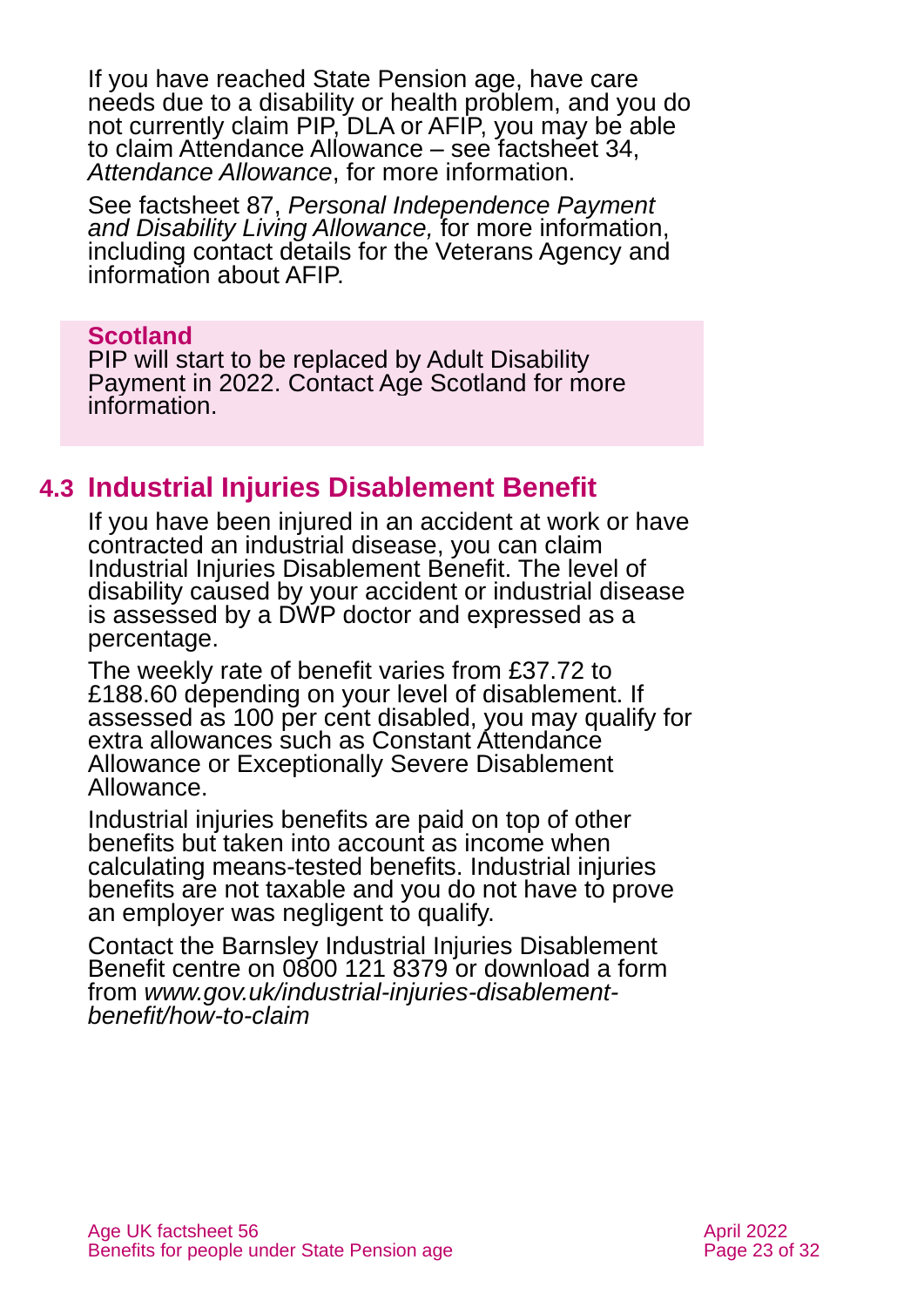If you have reached State Pension age, have care needs due to a disability or health problem, and you do not currently claim PIP, DLA or AFIP, you may be able to claim Attendance Allowance – see factsheet 34, *Attendance Allowance*, for more information.

See factsheet 87, *Personal Independence Payment and Disability Living Allowance,* for more information, including contact details for the Veterans Agency and information about AFIP.

**Scotland**
PIP will start to be replaced by Adult Disability Payment in 2022. Contact Age Scotland for more information.

## 4.3 Industrial Injuries Disablement Benefit

If you have been injured in an accident at work or have contracted an industrial disease, you can claim Industrial Injuries Disablement Benefit. The level of disability caused by your accident or industrial disease is assessed by a DWP doctor and expressed as a percentage.

The weekly rate of benefit varies from £37.72 to £188.60 depending on your level of disablement. If assessed as 100 per cent disabled, you may qualify for extra allowances such as Constant Attendance Allowance or Exceptionally Severe Disablement Allowance.

Industrial injuries benefits are paid on top of other benefits but taken into account as income when calculating means-tested benefits. Industrial injuries benefits are not taxable and you do not have to prove an employer was negligent to qualify.

Contact the Barnsley Industrial Injuries Disablement Benefit centre on 0800 121 8379 or download a form from *www.gov.uk/industrial-injuries-disablement-benefit/how-to-claim*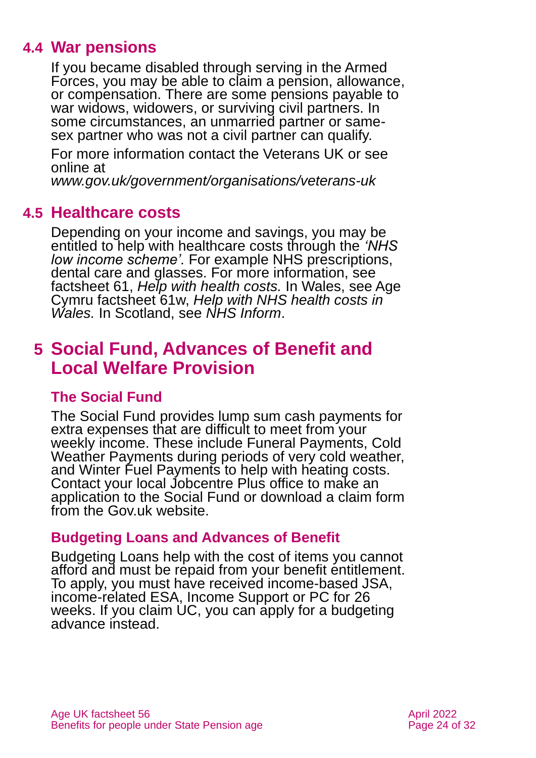## 4.4 War pensions

If you became disabled through serving in the Armed Forces, you may be able to claim a pension, allowance, or compensation. There are some pensions payable to war widows, widowers, or surviving civil partners. In some circumstances, an unmarried partner or same-sex partner who was not a civil partner can qualify.

For more information contact the Veterans UK or see online at *www.gov.uk/government/organisations/veterans-uk*

## 4.5 Healthcare costs

Depending on your income and savings, you may be entitled to help with healthcare costs through the *'NHS low income scheme'.* For example NHS prescriptions, dental care and glasses. For more information, see factsheet 61, *Help with health costs.* In Wales, see Age Cymru factsheet 61w, *Help with NHS health costs in Wales.* In Scotland, see *NHS Inform*.

# 5 Social Fund, Advances of Benefit and Local Welfare Provision

### The Social Fund

The Social Fund provides lump sum cash payments for extra expenses that are difficult to meet from your weekly income. These include Funeral Payments, Cold Weather Payments during periods of very cold weather, and Winter Fuel Payments to help with heating costs. Contact your local Jobcentre Plus office to make an application to the Social Fund or download a claim form from the Gov.uk website.

### Budgeting Loans and Advances of Benefit

Budgeting Loans help with the cost of items you cannot afford and must be repaid from your benefit entitlement. To apply, you must have received income-based JSA, income-related ESA, Income Support or PC for 26 weeks. If you claim UC, you can apply for a budgeting advance instead.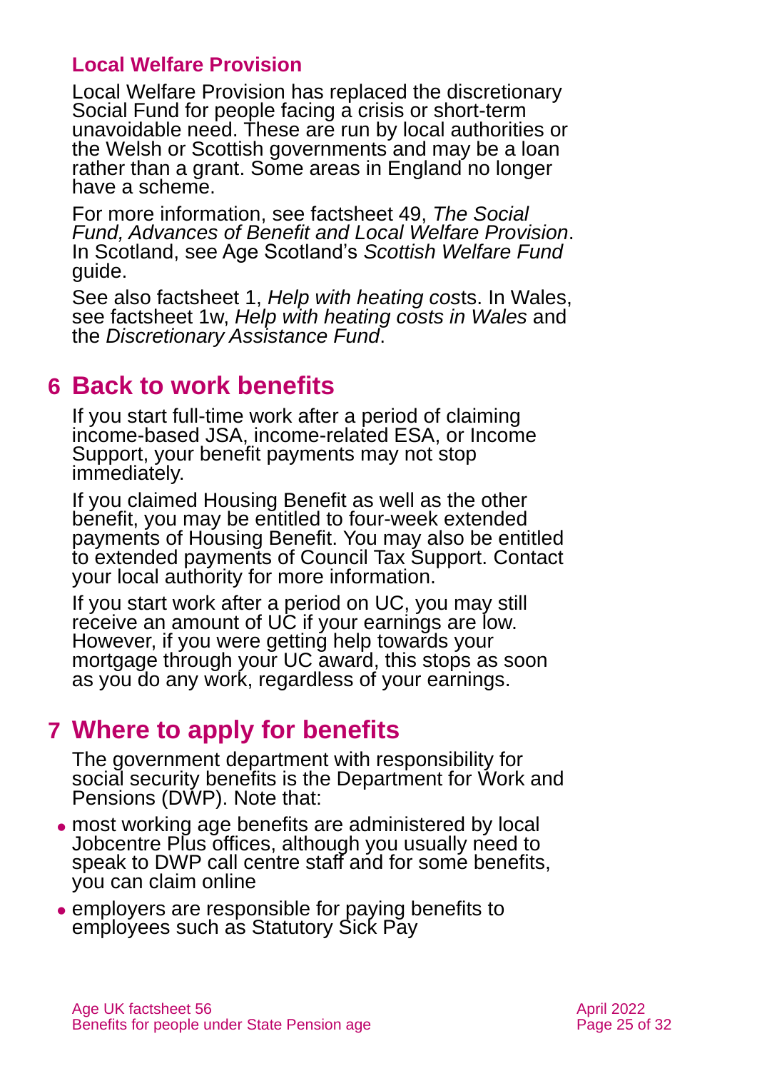### Local Welfare Provision

Local Welfare Provision has replaced the discretionary Social Fund for people facing a crisis or short-term unavoidable need. These are run by local authorities or the Welsh or Scottish governments and may be a loan rather than a grant. Some areas in England no longer have a scheme.

For more information, see factsheet 49, *The Social Fund, Advances of Benefit and Local Welfare Provision*. In Scotland, see Age Scotland's *Scottish Welfare Fund* guide.

See also factsheet 1, *Help with heating cos*ts. In Wales, see factsheet 1w, *Help with heating costs in Wales* and the *Discretionary Assistance Fund*.

## 6 Back to work benefits

If you start full-time work after a period of claiming income-based JSA, income-related ESA, or Income Support, your benefit payments may not stop immediately.

If you claimed Housing Benefit as well as the other benefit, you may be entitled to four-week extended payments of Housing Benefit. You may also be entitled to extended payments of Council Tax Support. Contact your local authority for more information.

If you start work after a period on UC, you may still receive an amount of UC if your earnings are low. However, if you were getting help towards your mortgage through your UC award, this stops as soon as you do any work, regardless of your earnings.

## 7 Where to apply for benefits

The government department with responsibility for social security benefits is the Department for Work and Pensions (DWP). Note that:

- most working age benefits are administered by local Jobcentre Plus offices, although you usually need to speak to DWP call centre staff and for some benefits, you can claim online
- employers are responsible for paying benefits to employees such as Statutory Sick Pay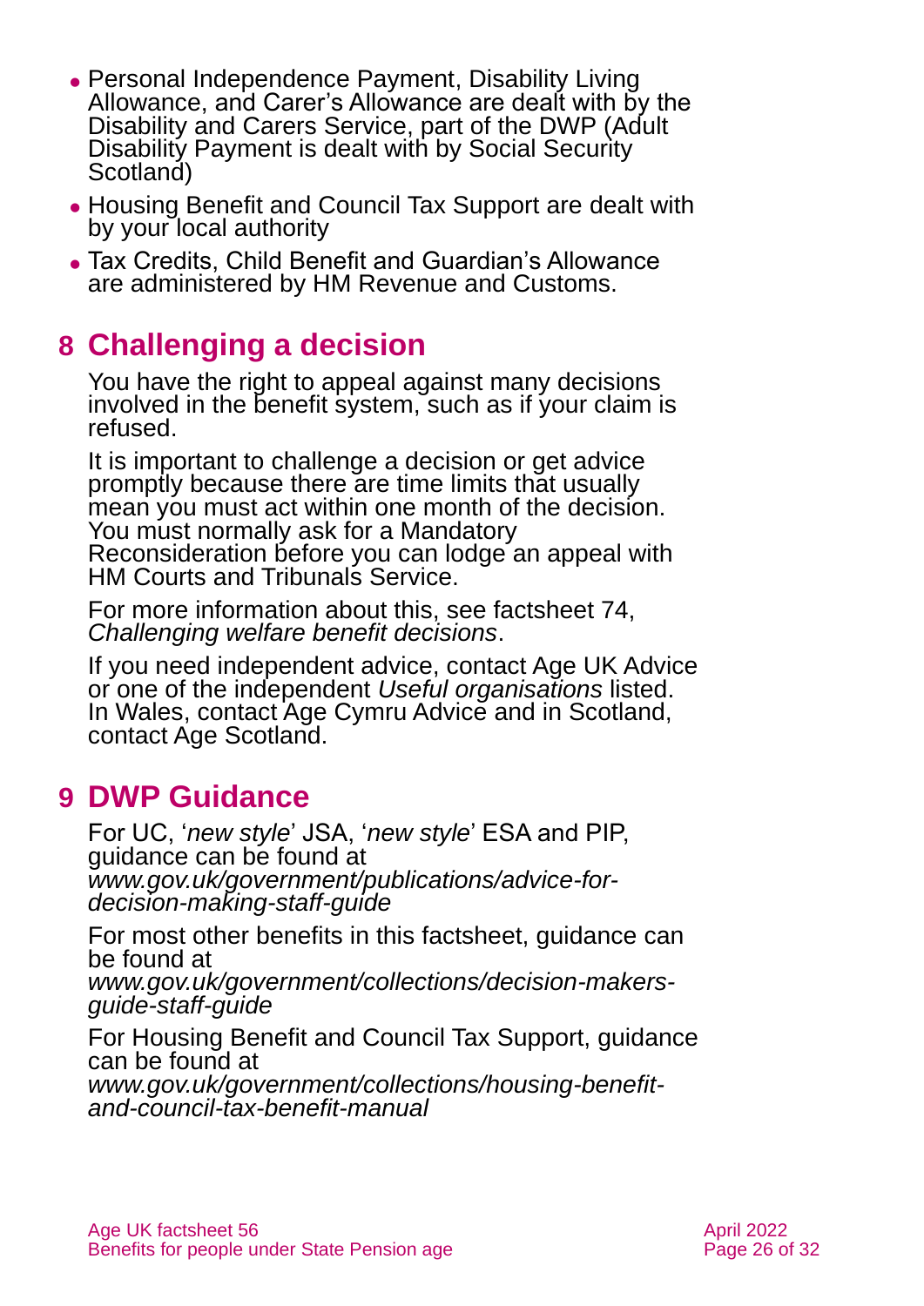- Personal Independence Payment, Disability Living Allowance, and Carer's Allowance are dealt with by the Disability and Carers Service, part of the DWP (Adult Disability Payment is dealt with by Social Security Scotland)
- Housing Benefit and Council Tax Support are dealt with by your local authority
- Tax Credits, Child Benefit and Guardian's Allowance are administered by HM Revenue and Customs.

## 8 Challenging a decision

You have the right to appeal against many decisions involved in the benefit system, such as if your claim is refused.

It is important to challenge a decision or get advice promptly because there are time limits that usually mean you must act within one month of the decision. You must normally ask for a Mandatory Reconsideration before you can lodge an appeal with HM Courts and Tribunals Service.

For more information about this, see factsheet 74, *Challenging welfare benefit decisions*.

If you need independent advice, contact Age UK Advice or one of the independent *Useful organisations* listed. In Wales, contact Age Cymru Advice and in Scotland, contact Age Scotland.

## 9 DWP Guidance

For UC, '*new style*' JSA, '*new style*' ESA and PIP, guidance can be found at *www.gov.uk/government/publications/advice-for-decision-making-staff-guide*

For most other benefits in this factsheet, guidance can be found at *www.gov.uk/government/collections/decision-makers-guide-staff-guide*

For Housing Benefit and Council Tax Support, guidance can be found at *www.gov.uk/government/collections/housing-benefit-and-council-tax-benefit-manual*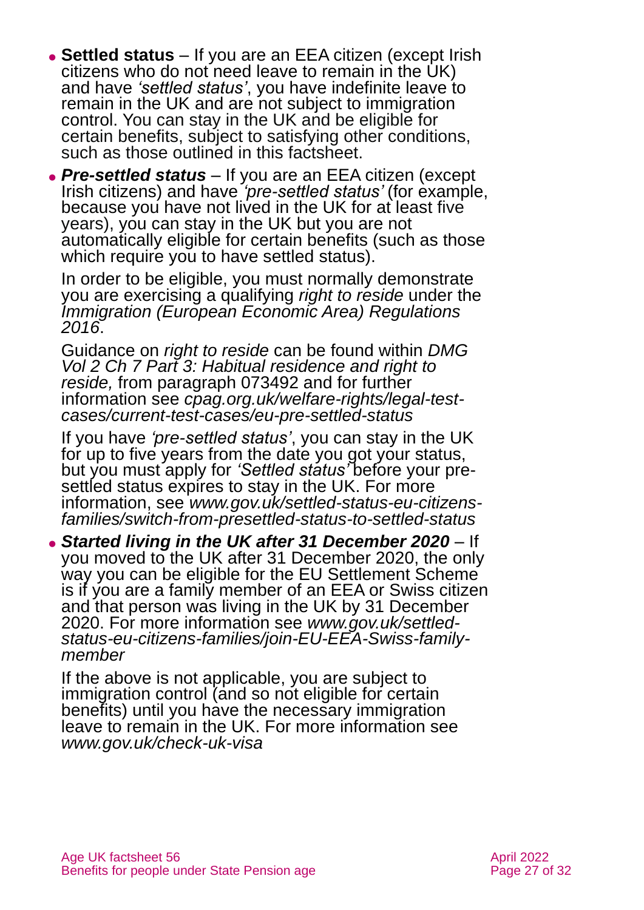- **Settled status** – If you are an EEA citizen (except Irish citizens who do not need leave to remain in the UK) and have *'settled status'*, you have indefinite leave to remain in the UK and are not subject to immigration control. You can stay in the UK and be eligible for certain benefits, subject to satisfying other conditions, such as those outlined in this factsheet.

- ***Pre-settled status*** – If you are an EEA citizen (except Irish citizens) and have *'pre-settled status'* (for example, because you have not lived in the UK for at least five years), you can stay in the UK but you are not automatically eligible for certain benefits (such as those which require you to have settled status).

  In order to be eligible, you must normally demonstrate you are exercising a qualifying *right to reside* under the *Immigration (European Economic Area) Regulations 2016*.

  Guidance on *right to reside* can be found within *DMG Vol 2 Ch 7 Part 3: Habitual residence and right to reside,* from paragraph 073492 and for further information see *cpag.org.uk/welfare-rights/legal-test-cases/current-test-cases/eu-pre-settled-status*

  If you have *'pre-settled status'*, you can stay in the UK for up to five years from the date you got your status, but you must apply for *'Settled status'* before your pre-settled status expires to stay in the UK. For more information, see *www.gov.uk/settled-status-eu-citizens-families/switch-from-presettled-status-to-settled-status*

- ***Started living in the UK after 31 December 2020*** – If you moved to the UK after 31 December 2020, the only way you can be eligible for the EU Settlement Scheme is if you are a family member of an EEA or Swiss citizen and that person was living in the UK by 31 December 2020. For more information see *www.gov.uk/settled-status-eu-citizens-families/join-EU-EEA-Swiss-family-member*

  If the above is not applicable, you are subject to immigration control (and so not eligible for certain benefits) until you have the necessary immigration leave to remain in the UK. For more information see *www.gov.uk/check-uk-visa*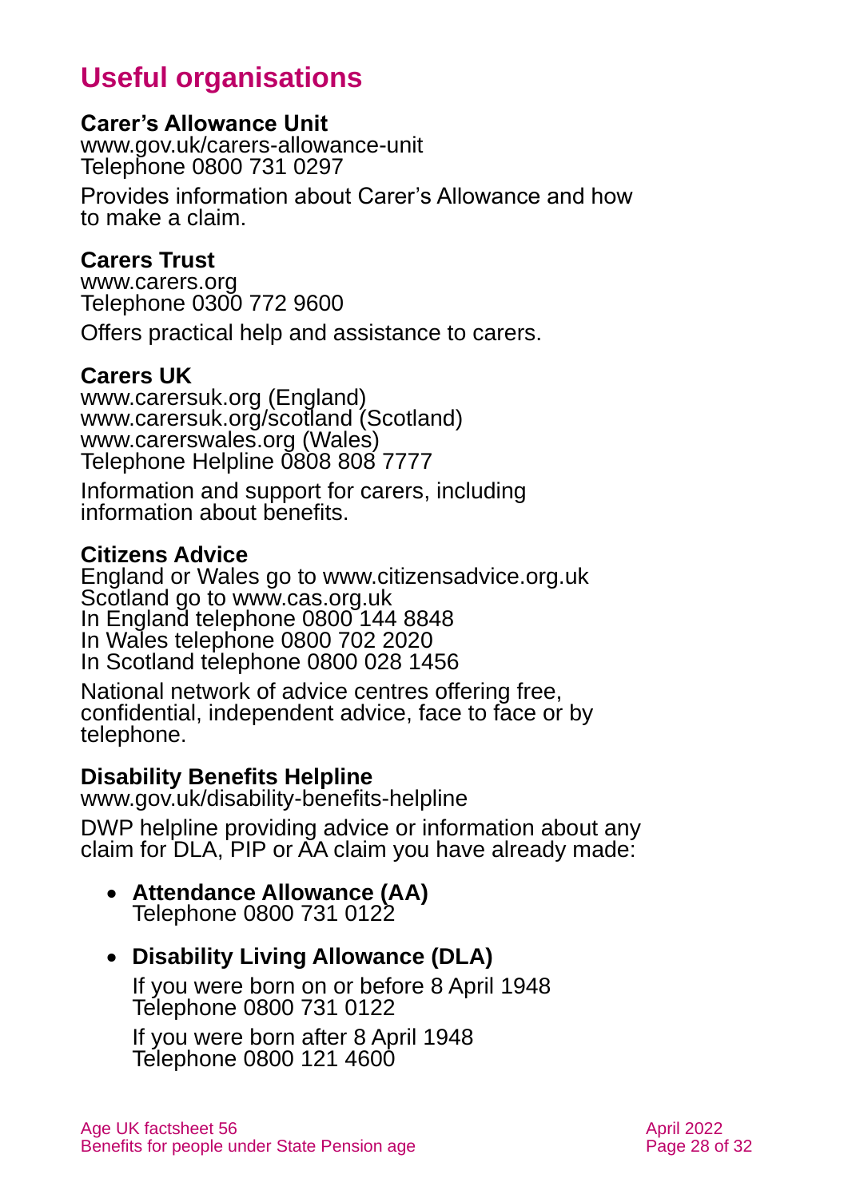## Useful organisations

**Carer's Allowance Unit**
www.gov.uk/carers-allowance-unit
Telephone 0800 731 0297

Provides information about Carer's Allowance and how to make a claim.

**Carers Trust**
www.carers.org
Telephone 0300 772 9600

Offers practical help and assistance to carers.

**Carers UK**
www.carersuk.org (England)
www.carersuk.org/scotland (Scotland)
www.carerswales.org (Wales)
Telephone Helpline 0808 808 7777

Information and support for carers, including information about benefits.

**Citizens Advice**
England or Wales go to www.citizensadvice.org.uk
Scotland go to www.cas.org.uk
In England telephone 0800 144 8848
In Wales telephone 0800 702 2020
In Scotland telephone 0800 028 1456

National network of advice centres offering free, confidential, independent advice, face to face or by telephone.

**Disability Benefits Helpline**
www.gov.uk/disability-benefits-helpline

DWP helpline providing advice or information about any claim for DLA, PIP or AA claim you have already made:

- **Attendance Allowance (AA)**
  Telephone 0800 731 0122

- **Disability Living Allowance (DLA)**

  If you were born on or before 8 April 1948
  Telephone 0800 731 0122

  If you were born after 8 April 1948
  Telephone 0800 121 4600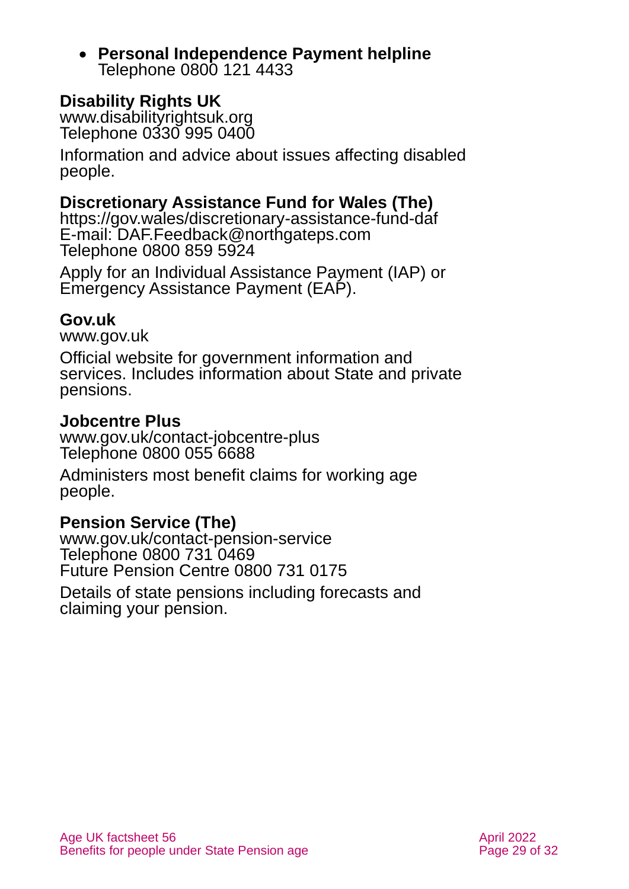- **Personal Independence Payment helpline**
  Telephone 0800 121 4433

**Disability Rights UK**
www.disabilityrightsuk.org
Telephone 0330 995 0400

Information and advice about issues affecting disabled people.

**Discretionary Assistance Fund for Wales (The)**
https://gov.wales/discretionary-assistance-fund-daf
E-mail: DAF.Feedback@northgateps.com
Telephone 0800 859 5924

Apply for an Individual Assistance Payment (IAP) or Emergency Assistance Payment (EAP).

**Gov.uk**
www.gov.uk

Official website for government information and services. Includes information about State and private pensions.

**Jobcentre Plus**
www.gov.uk/contact-jobcentre-plus
Telephone 0800 055 6688

Administers most benefit claims for working age people.

**Pension Service (The)**
www.gov.uk/contact-pension-service
Telephone 0800 731 0469
Future Pension Centre 0800 731 0175

Details of state pensions including forecasts and claiming your pension.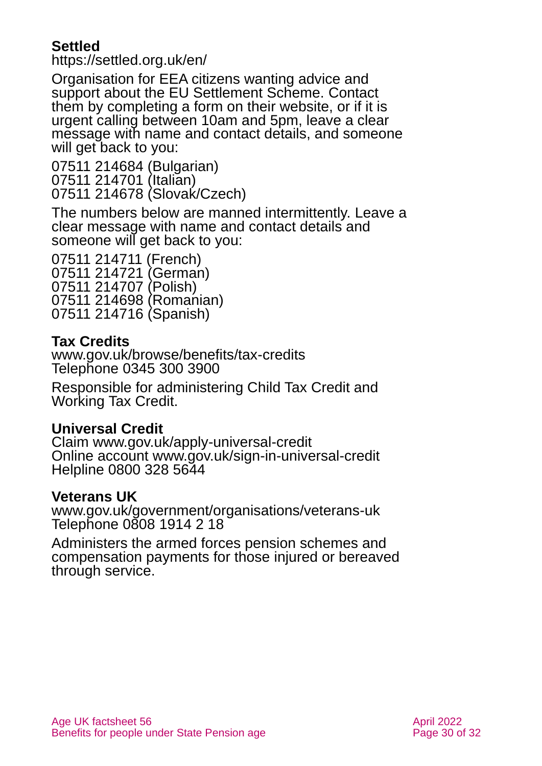**Settled**
https://settled.org.uk/en/

Organisation for EEA citizens wanting advice and support about the EU Settlement Scheme. Contact them by completing a form on their website, or if it is urgent calling between 10am and 5pm, leave a clear message with name and contact details, and someone will get back to you:

07511 214684 (Bulgarian)
07511 214701 (Italian)
07511 214678 (Slovak/Czech)

The numbers below are manned intermittently. Leave a clear message with name and contact details and someone will get back to you:

07511 214711 (French)
07511 214721 (German)
07511 214707 (Polish)
07511 214698 (Romanian)
07511 214716 (Spanish)

**Tax Credits**
www.gov.uk/browse/benefits/tax-credits
Telephone 0345 300 3900

Responsible for administering Child Tax Credit and Working Tax Credit.

**Universal Credit**
Claim www.gov.uk/apply-universal-credit
Online account www.gov.uk/sign-in-universal-credit
Helpline 0800 328 5644

**Veterans UK**
www.gov.uk/government/organisations/veterans-uk
Telephone 0808 1914 2 18

Administers the armed forces pension schemes and compensation payments for those injured or bereaved through service.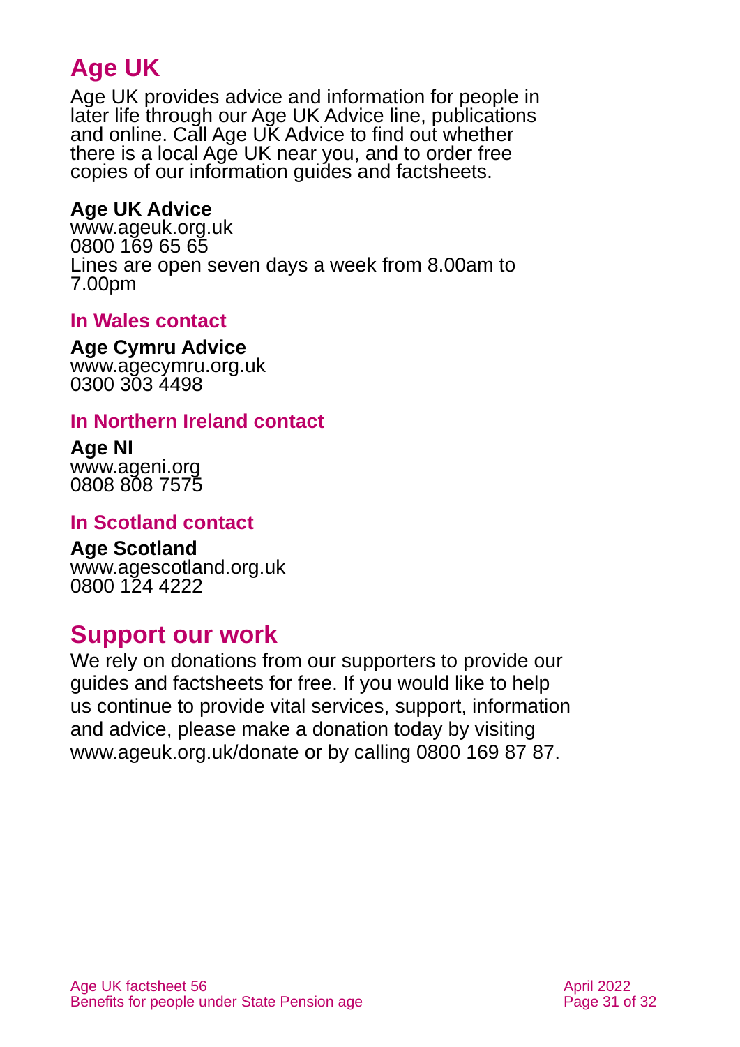## Age UK

Age UK provides advice and information for people in later life through our Age UK Advice line, publications and online. Call Age UK Advice to find out whether there is a local Age UK near you, and to order free copies of our information guides and factsheets.

**Age UK Advice**
www.ageuk.org.uk
0800 169 65 65
Lines are open seven days a week from 8.00am to 7.00pm

### In Wales contact

**Age Cymru Advice**
www.agecymru.org.uk
0300 303 4498

### In Northern Ireland contact

**Age NI**
www.ageni.org
0808 808 7575

### In Scotland contact

**Age Scotland**
www.agescotland.org.uk
0800 124 4222

## Support our work

We rely on donations from our supporters to provide our guides and factsheets for free. If you would like to help us continue to provide vital services, support, information and advice, please make a donation today by visiting www.ageuk.org.uk/donate or by calling 0800 169 87 87.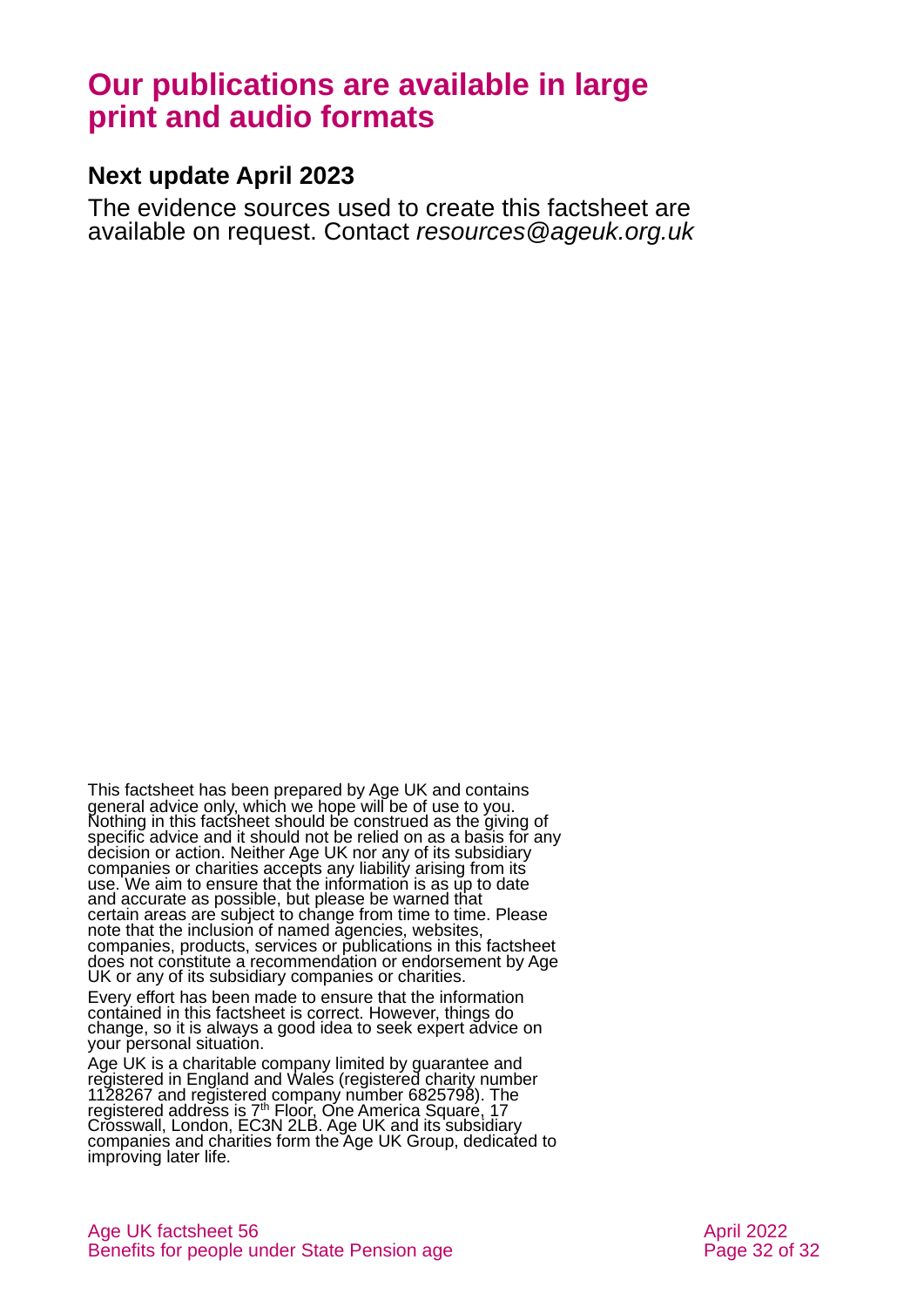# Our publications are available in large print and audio formats

## Next update April 2023

The evidence sources used to create this factsheet are available on request. Contact *resources@ageuk.org.uk*

This factsheet has been prepared by Age UK and contains general advice only, which we hope will be of use to you. Nothing in this factsheet should be construed as the giving of specific advice and it should not be relied on as a basis for any decision or action. Neither Age UK nor any of its subsidiary companies or charities accepts any liability arising from its use. We aim to ensure that the information is as up to date and accurate as possible, but please be warned that certain areas are subject to change from time to time. Please note that the inclusion of named agencies, websites, companies, products, services or publications in this factsheet does not constitute a recommendation or endorsement by Age UK or any of its subsidiary companies or charities.

Every effort has been made to ensure that the information contained in this factsheet is correct. However, things do change, so it is always a good idea to seek expert advice on your personal situation.

Age UK is a charitable company limited by guarantee and registered in England and Wales (registered charity number 1128267 and registered company number 6825798). The registered address is 7th Floor, One America Square, 17 Crosswall, London, EC3N 2LB. Age UK and its subsidiary companies and charities form the Age UK Group, dedicated to improving later life.